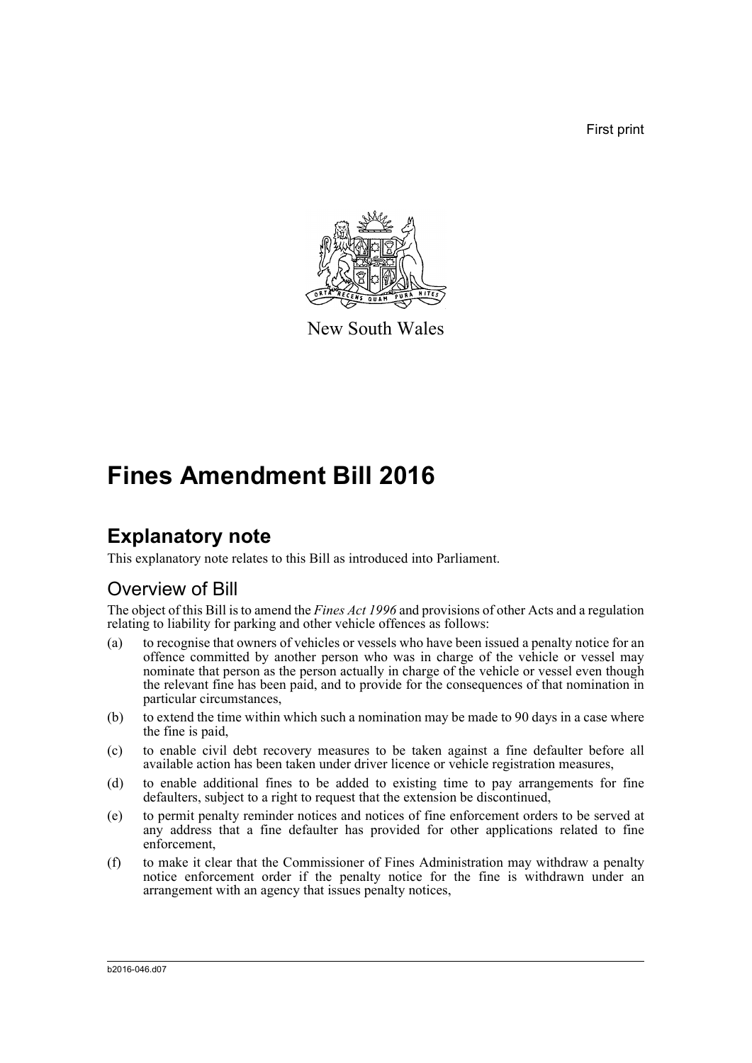First print

New South Wales

# Fines Amendment Bill 2016

## Explanatory note

This explanatory note relates to this Bill as introduced into Parliament.

### Overview of Bill

The object of this Bill is to amend the *Fines Act 1996* and provisions of other Acts and a regulation relating to liability for parking and other vehicle offences as follows:

(a) to recognise that owners of vehicles or vessels who have been issued a penalty notice for an offence committed by another person who was in charge of the vehicle or vessel may nominate that person as the person actually in charge of the vehicle or vessel even though the relevant fine has been paid, and to provide for the consequences of that nomination in particular circumstances,

(b) to extend the time within which such a nomination may be made to 90 days in a case where the fine is paid,

(c) to enable civil debt recovery measures to be taken against a fine defaulter before all available action has been taken under driver licence or vehicle registration measures,

(d) to enable additional fines to be added to existing time to pay arrangements for fine defaulters, subject to a right to request that the extension be discontinued,

(e) to permit penalty reminder notices and notices of fine enforcement orders to be served at any address that a fine defaulter has provided for other applications related to fine enforcement,

(f) to make it clear that the Commissioner of Fines Administration may withdraw a penalty notice enforcement order if the penalty notice for the fine is withdrawn under an arrangement with an agency that issues penalty notices,

b2016-046.d07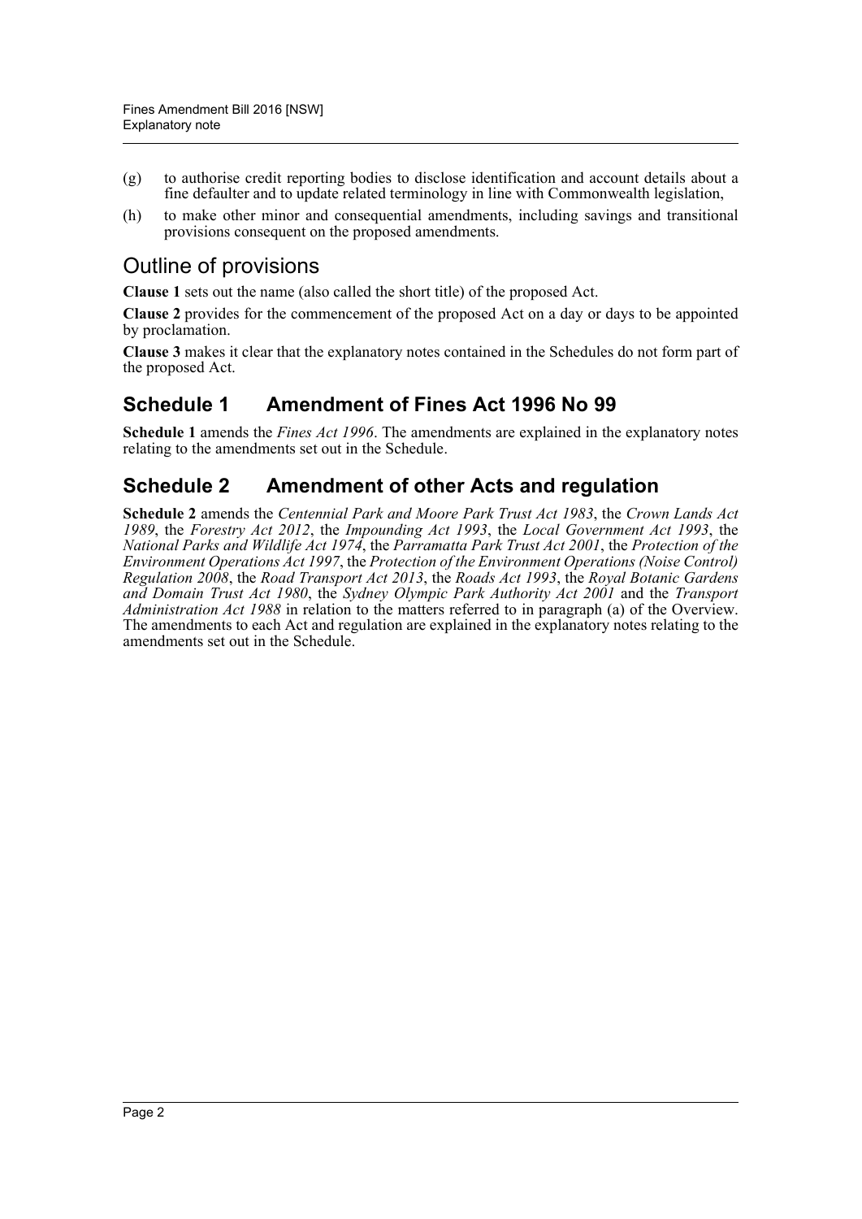(g) to authorise credit reporting bodies to disclose identification and account details about a fine defaulter and to update related terminology in line with Commonwealth legislation,

(h) to make other minor and consequential amendments, including savings and transitional provisions consequent on the proposed amendments.

## Outline of provisions

**Clause 1** sets out the name (also called the short title) of the proposed Act.

**Clause 2** provides for the commencement of the proposed Act on a day or days to be appointed by proclamation.

**Clause 3** makes it clear that the explanatory notes contained in the Schedules do not form part of the proposed Act.

### Schedule 1 Amendment of Fines Act 1996 No 99

**Schedule 1** amends the *Fines Act 1996*. The amendments are explained in the explanatory notes relating to the amendments set out in the Schedule.

### Schedule 2 Amendment of other Acts and regulation

**Schedule 2** amends the *Centennial Park and Moore Park Trust Act 1983*, the *Crown Lands Act 1989*, the *Forestry Act 2012*, the *Impounding Act 1993*, the *Local Government Act 1993*, the *National Parks and Wildlife Act 1974*, the *Parramatta Park Trust Act 2001*, the *Protection of the Environment Operations Act 1997*, the *Protection of the Environment Operations (Noise Control) Regulation 2008*, the *Road Transport Act 2013*, the *Roads Act 1993*, the *Royal Botanic Gardens and Domain Trust Act 1980*, the *Sydney Olympic Park Authority Act 2001* and the *Transport Administration Act 1988* in relation to the matters referred to in paragraph (a) of the Overview. The amendments to each Act and regulation are explained in the explanatory notes relating to the amendments set out in the Schedule.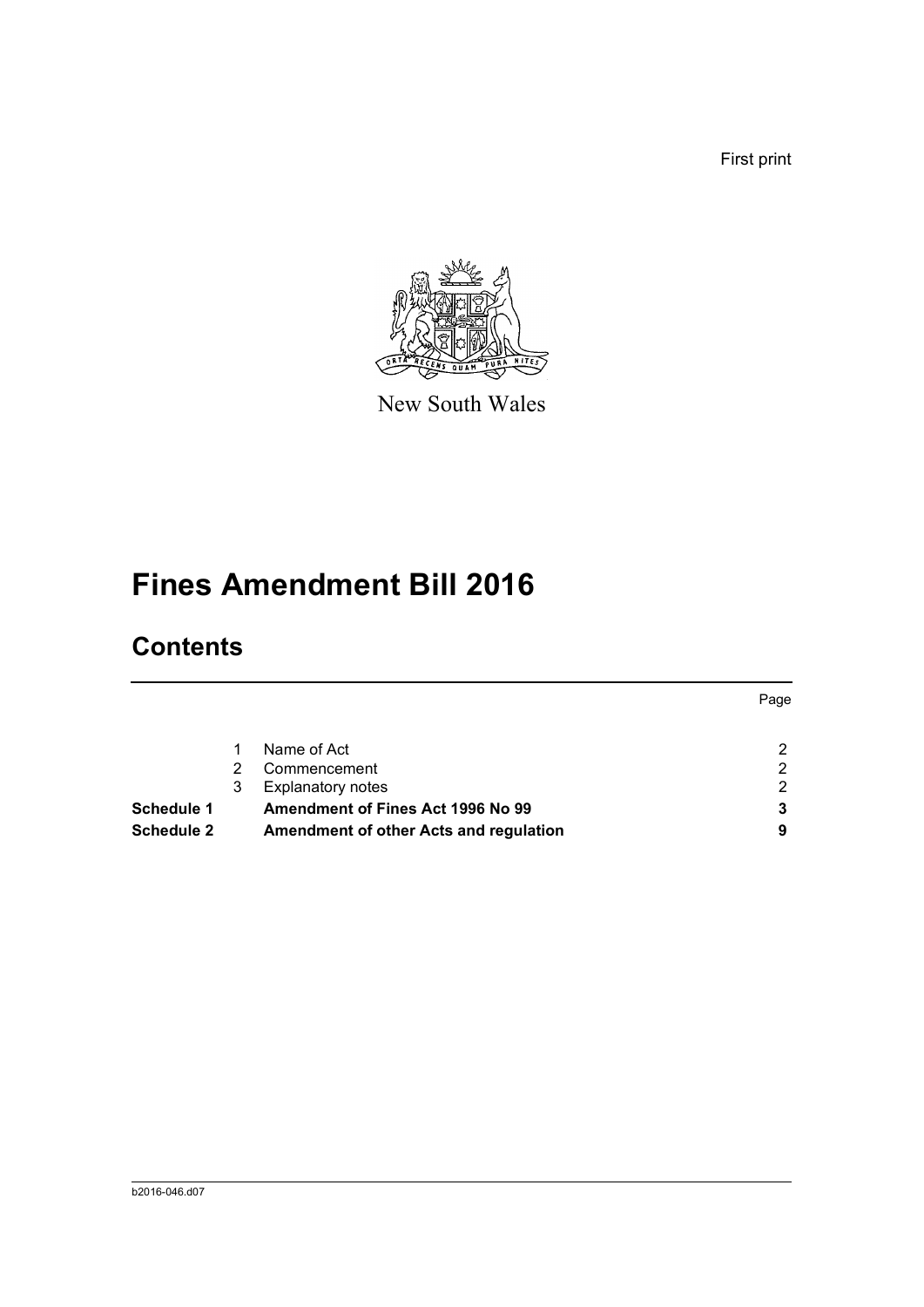First print

New South Wales

# Fines Amendment Bill 2016

## Contents

| | | | Page |
|---|---|---|---|
| | 1 | Name of Act | 2 |
| | 2 | Commencement | 2 |
| | 3 | Explanatory notes | 2 |
| **Schedule 1** | | **Amendment of Fines Act 1996 No 99** | **3** |
| **Schedule 2** | | **Amendment of other Acts and regulation** | **9** |

b2016-046.d07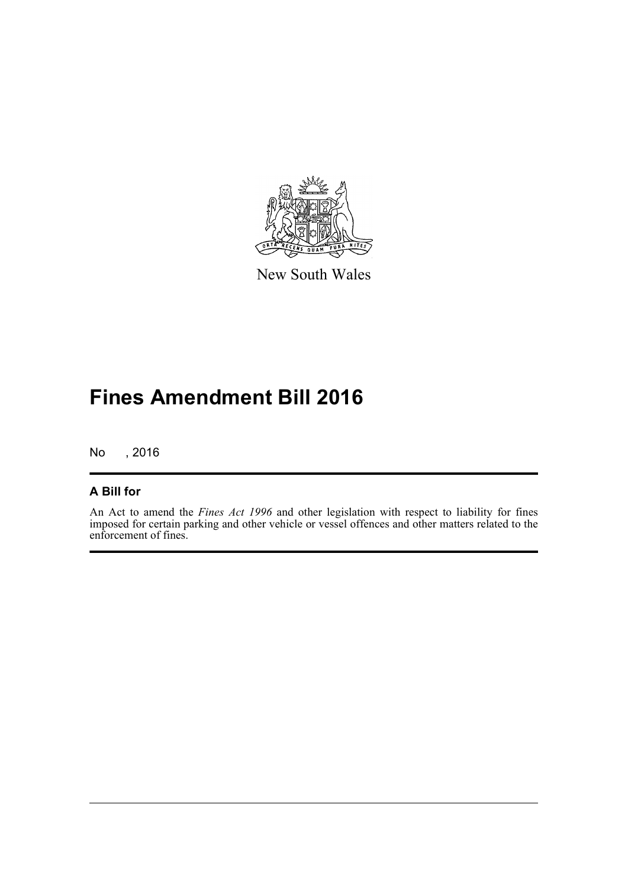New South Wales

# Fines Amendment Bill 2016

No , 2016

## A Bill for

An Act to amend the *Fines Act 1996* and other legislation with respect to liability for fines imposed for certain parking and other vehicle or vessel offences and other matters related to the enforcement of fines.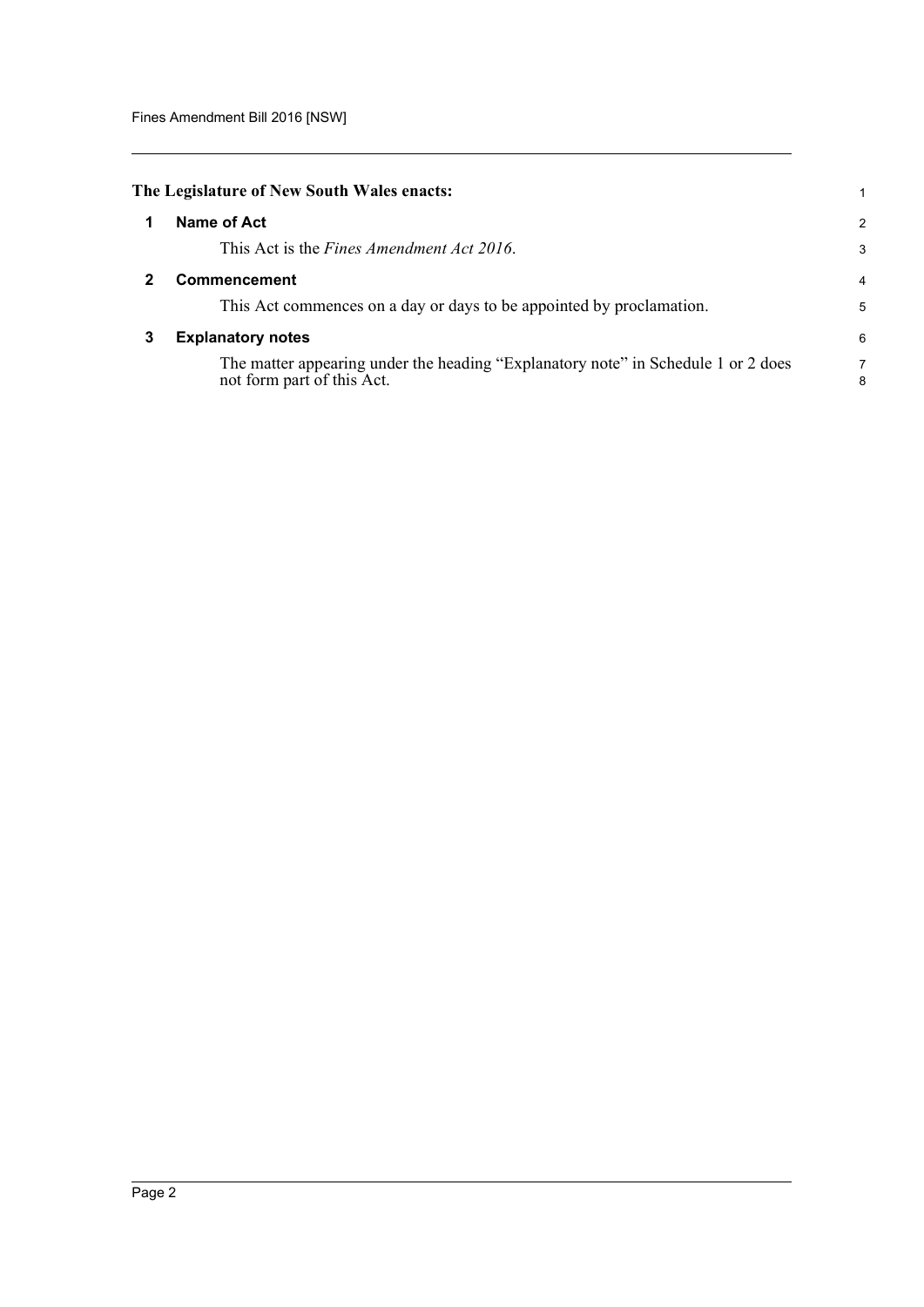**The Legislature of New South Wales enacts:**

## 1 Name of Act

This Act is the *Fines Amendment Act 2016*.

## 2 Commencement

This Act commences on a day or days to be appointed by proclamation.

## 3 Explanatory notes

The matter appearing under the heading "Explanatory note" in Schedule 1 or 2 does not form part of this Act.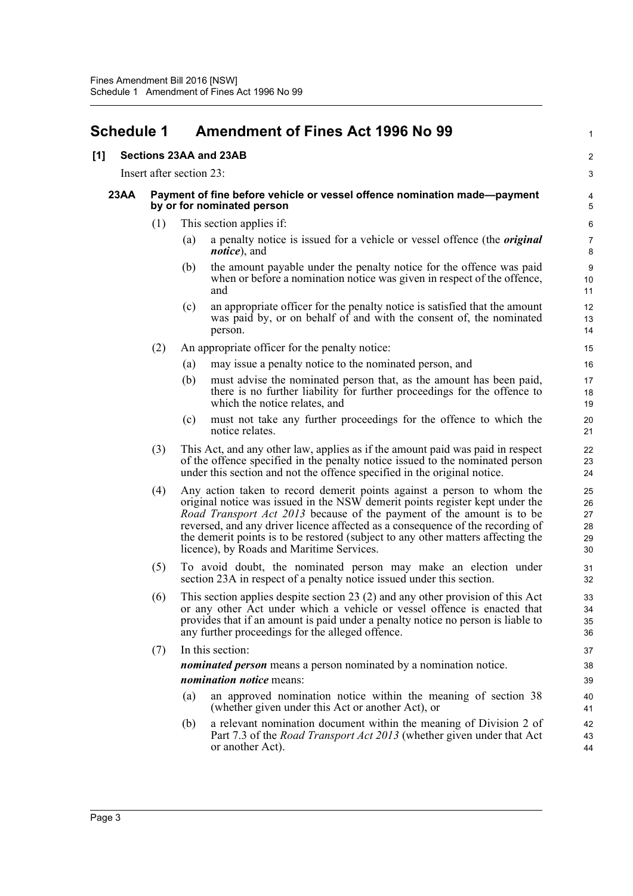# Schedule 1 Amendment of Fines Act 1996 No 99

## [1] Sections 23AA and 23AB

Insert after section 23:

### 23AA Payment of fine before vehicle or vessel offence nomination made—payment by or for nominated person

(1) This section applies if:

(a) a penalty notice is issued for a vehicle or vessel offence (the ***original notice***), and

(b) the amount payable under the penalty notice for the offence was paid when or before a nomination notice was given in respect of the offence, and

(c) an appropriate officer for the penalty notice is satisfied that the amount was paid by, or on behalf of and with the consent of, the nominated person.

(2) An appropriate officer for the penalty notice:

(a) may issue a penalty notice to the nominated person, and

(b) must advise the nominated person that, as the amount has been paid, there is no further liability for further proceedings for the offence to which the notice relates, and

(c) must not take any further proceedings for the offence to which the notice relates.

(3) This Act, and any other law, applies as if the amount paid was paid in respect of the offence specified in the penalty notice issued to the nominated person under this section and not the offence specified in the original notice.

(4) Any action taken to record demerit points against a person to whom the original notice was issued in the NSW demerit points register kept under the *Road Transport Act 2013* because of the payment of the amount is to be reversed, and any driver licence affected as a consequence of the recording of the demerit points is to be restored (subject to any other matters affecting the licence), by Roads and Maritime Services.

(5) To avoid doubt, the nominated person may make an election under section 23A in respect of a penalty notice issued under this section.

(6) This section applies despite section 23 (2) and any other provision of this Act or any other Act under which a vehicle or vessel offence is enacted that provides that if an amount is paid under a penalty notice no person is liable to any further proceedings for the alleged offence.

(7) In this section:

***nominated person*** means a person nominated by a nomination notice.

***nomination notice*** means:

(a) an approved nomination notice within the meaning of section 38 (whether given under this Act or another Act), or

(b) a relevant nomination document within the meaning of Division 2 of Part 7.3 of the *Road Transport Act 2013* (whether given under that Act or another Act).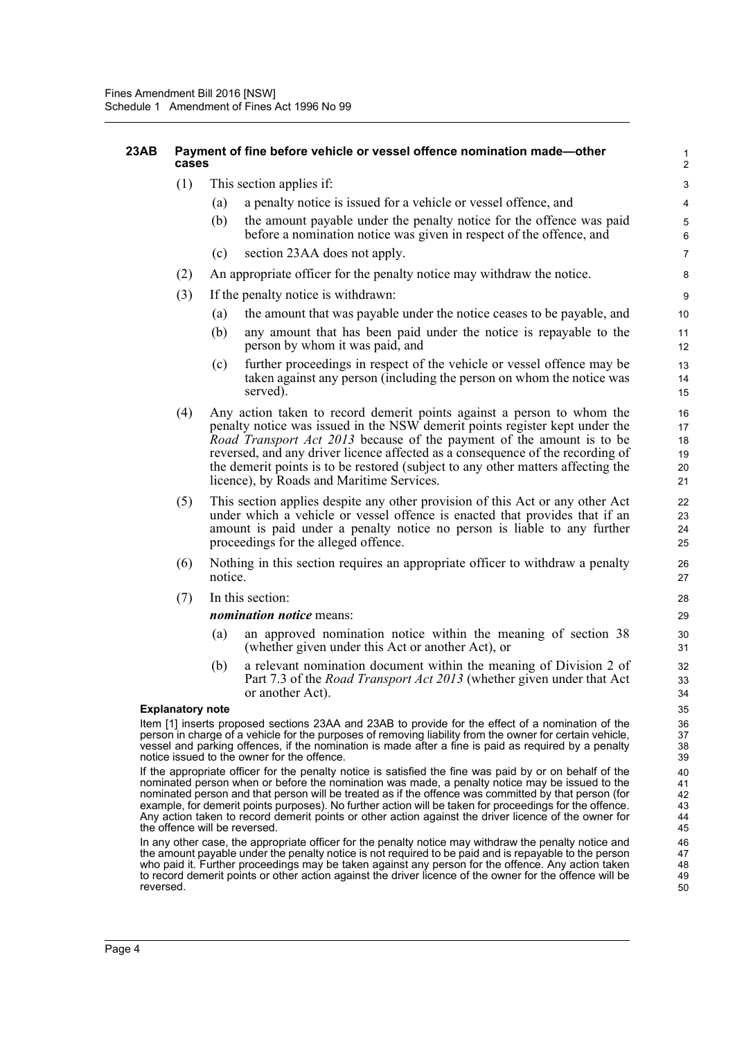### 23AB Payment of fine before vehicle or vessel offence nomination made—other cases

(1) This section applies if:

(a) a penalty notice is issued for a vehicle or vessel offence, and

(b) the amount payable under the penalty notice for the offence was paid before a nomination notice was given in respect of the offence, and

(c) section 23AA does not apply.

(2) An appropriate officer for the penalty notice may withdraw the notice.

(3) If the penalty notice is withdrawn:

(a) the amount that was payable under the notice ceases to be payable, and

(b) any amount that has been paid under the notice is repayable to the person by whom it was paid, and

(c) further proceedings in respect of the vehicle or vessel offence may be taken against any person (including the person on whom the notice was served).

(4) Any action taken to record demerit points against a person to whom the penalty notice was issued in the NSW demerit points register kept under the *Road Transport Act 2013* because of the payment of the amount is to be reversed, and any driver licence affected as a consequence of the recording of the demerit points is to be restored (subject to any other matters affecting the licence), by Roads and Maritime Services.

(5) This section applies despite any other provision of this Act or any other Act under which a vehicle or vessel offence is enacted that provides that if an amount is paid under a penalty notice no person is liable to any further proceedings for the alleged offence.

(6) Nothing in this section requires an appropriate officer to withdraw a penalty notice.

(7) In this section:

***nomination notice*** means:

(a) an approved nomination notice within the meaning of section 38 (whether given under this Act or another Act), or

(b) a relevant nomination document within the meaning of Division 2 of Part 7.3 of the *Road Transport Act 2013* (whether given under that Act or another Act).

**Explanatory note**

Item [1] inserts proposed sections 23AA and 23AB to provide for the effect of a nomination of the person in charge of a vehicle for the purposes of removing liability from the owner for certain vehicle, vessel and parking offences, if the nomination is made after a fine is paid as required by a penalty notice issued to the owner for the offence.

If the appropriate officer for the penalty notice is satisfied the fine was paid by or on behalf of the nominated person when or before the nomination was made, a penalty notice may be issued to the nominated person and that person will be treated as if the offence was committed by that person (for example, for demerit points purposes). No further action will be taken for proceedings for the offence. Any action taken to record demerit points or other action against the driver licence of the owner for the offence will be reversed.

In any other case, the appropriate officer for the penalty notice may withdraw the penalty notice and the amount payable under the penalty notice is not required to be paid and is repayable to the person who paid it. Further proceedings may be taken against any person for the offence. Any action taken to record demerit points or other action against the driver licence of the owner for the offence will be reversed.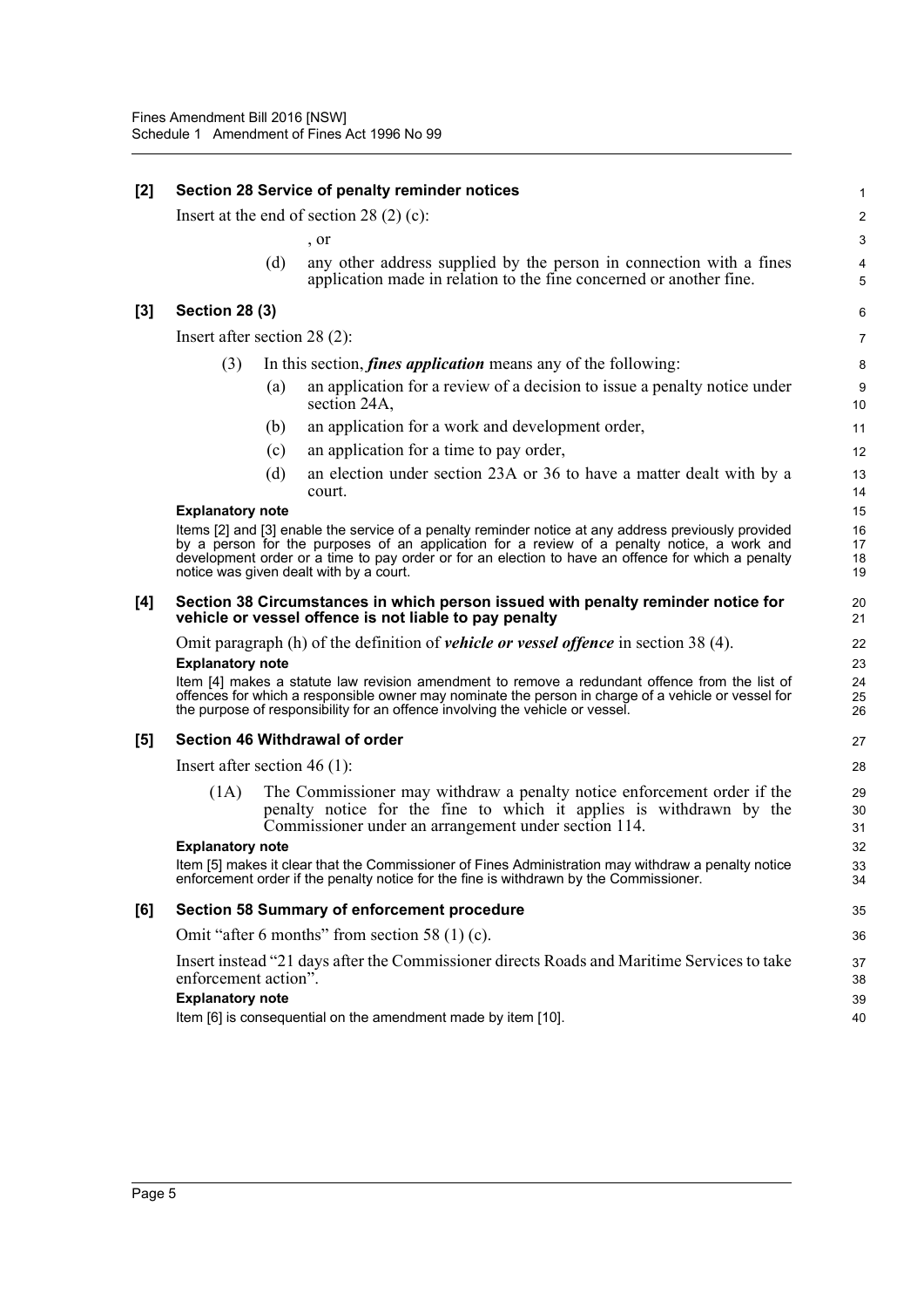### [2] Section 28 Service of penalty reminder notices

Insert at the end of section 28 (2) (c):

, or

(d) any other address supplied by the person in connection with a fines application made in relation to the fine concerned or another fine.

### [3] Section 28 (3)

Insert after section 28 (2):

(3) In this section, ***fines application*** means any of the following:

(a) an application for a review of a decision to issue a penalty notice under section 24A,

(b) an application for a work and development order,

(c) an application for a time to pay order,

(d) an election under section 23A or 36 to have a matter dealt with by a court.

**Explanatory note**

Items [2] and [3] enable the service of a penalty reminder notice at any address previously provided by a person for the purposes of an application for a review of a penalty notice, a work and development order or a time to pay order or for an election to have an offence for which a penalty notice was given dealt with by a court.

### [4] Section 38 Circumstances in which person issued with penalty reminder notice for vehicle or vessel offence is not liable to pay penalty

Omit paragraph (h) of the definition of ***vehicle or vessel offence*** in section 38 (4).

**Explanatory note**

Item [4] makes a statute law revision amendment to remove a redundant offence from the list of offences for which a responsible owner may nominate the person in charge of a vehicle or vessel for the purpose of responsibility for an offence involving the vehicle or vessel.

### [5] Section 46 Withdrawal of order

Insert after section 46 (1):

(1A) The Commissioner may withdraw a penalty notice enforcement order if the penalty notice for the fine to which it applies is withdrawn by the Commissioner under an arrangement under section 114.

**Explanatory note**

Item [5] makes it clear that the Commissioner of Fines Administration may withdraw a penalty notice enforcement order if the penalty notice for the fine is withdrawn by the Commissioner.

### [6] Section 58 Summary of enforcement procedure

Omit "after 6 months" from section 58 (1) (c).

Insert instead "21 days after the Commissioner directs Roads and Maritime Services to take enforcement action".

**Explanatory note**

Item [6] is consequential on the amendment made by item [10].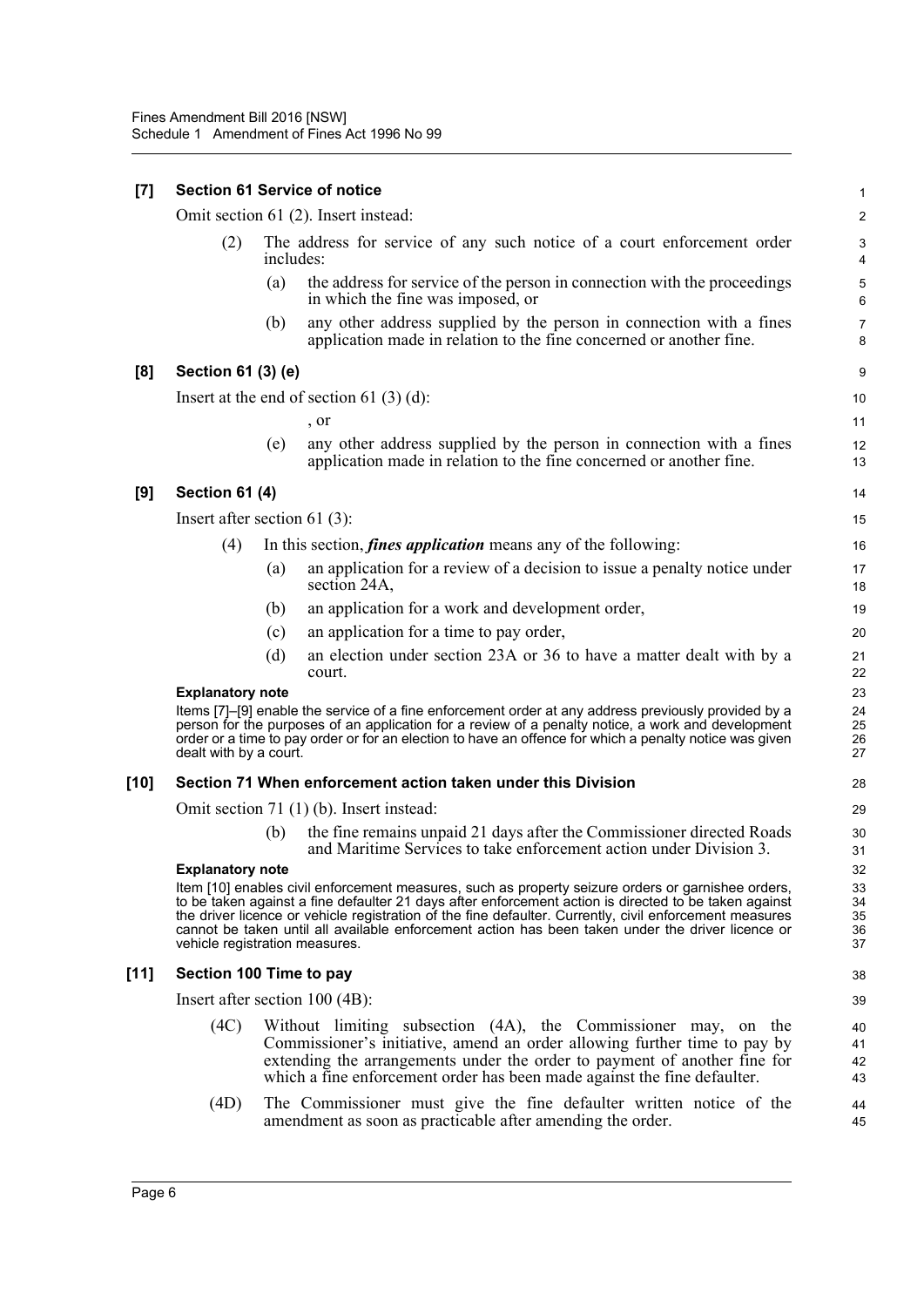### [7] Section 61 Service of notice

Omit section 61 (2). Insert instead:

(2) The address for service of any such notice of a court enforcement order includes:

(a) the address for service of the person in connection with the proceedings in which the fine was imposed, or

(b) any other address supplied by the person in connection with a fines application made in relation to the fine concerned or another fine.

### [8] Section 61 (3) (e)

Insert at the end of section 61 (3) (d):

, or

(e) any other address supplied by the person in connection with a fines application made in relation to the fine concerned or another fine.

### [9] Section 61 (4)

Insert after section 61 (3):

(4) In this section, ***fines application*** means any of the following:

(a) an application for a review of a decision to issue a penalty notice under section 24A,

(b) an application for a work and development order,

(c) an application for a time to pay order,

(d) an election under section 23A or 36 to have a matter dealt with by a court.

**Explanatory note**

Items [7]–[9] enable the service of a fine enforcement order at any address previously provided by a person for the purposes of an application for a review of a penalty notice, a work and development order or a time to pay order or for an election to have an offence for which a penalty notice was given dealt with by a court.

### [10] Section 71 When enforcement action taken under this Division

Omit section 71 (1) (b). Insert instead:

(b) the fine remains unpaid 21 days after the Commissioner directed Roads and Maritime Services to take enforcement action under Division 3.

**Explanatory note**

Item [10] enables civil enforcement measures, such as property seizure orders or garnishee orders, to be taken against a fine defaulter 21 days after enforcement action is directed to be taken against the driver licence or vehicle registration of the fine defaulter. Currently, civil enforcement measures cannot be taken until all available enforcement action has been taken under the driver licence or vehicle registration measures.

### [11] Section 100 Time to pay

Insert after section 100 (4B):

(4C) Without limiting subsection (4A), the Commissioner may, on the Commissioner's initiative, amend an order allowing further time to pay by extending the arrangements under the order to payment of another fine for which a fine enforcement order has been made against the fine defaulter.

(4D) The Commissioner must give the fine defaulter written notice of the amendment as soon as practicable after amending the order.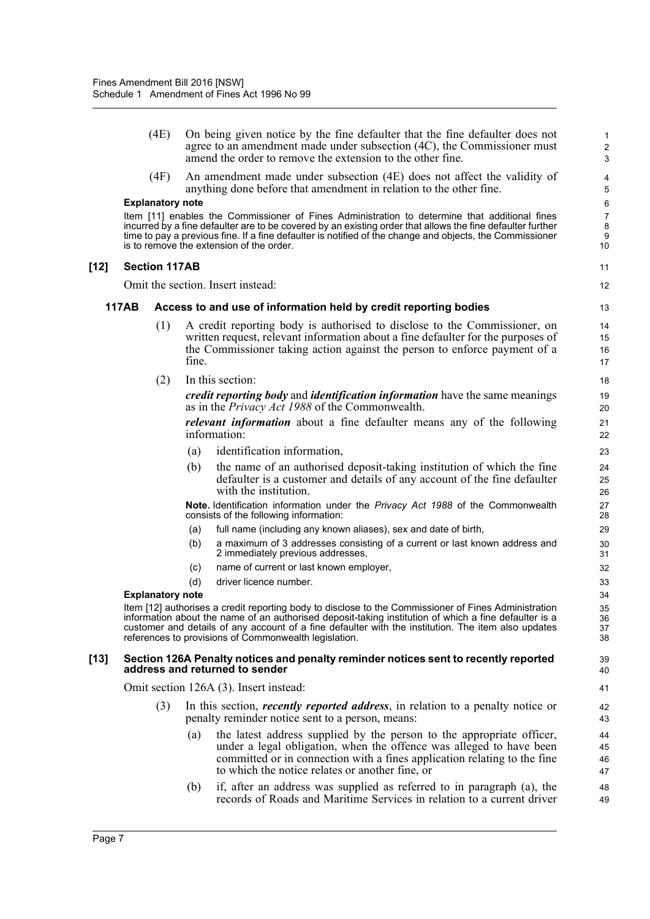(4E) On being given notice by the fine defaulter that the fine defaulter does not agree to an amendment made under subsection (4C), the Commissioner must amend the order to remove the extension to the other fine.

(4F) An amendment made under subsection (4E) does not affect the validity of anything done before that amendment in relation to the other fine.

**Explanatory note**

Item [11] enables the Commissioner of Fines Administration to determine that additional fines incurred by a fine defaulter are to be covered by an existing order that allows the fine defaulter further time to pay a previous fine. If a fine defaulter is notified of the change and objects, the Commissioner is to remove the extension of the order.

### [12] Section 117AB

Omit the section. Insert instead:

#### 117AB Access to and use of information held by credit reporting bodies

(1) A credit reporting body is authorised to disclose to the Commissioner, on written request, relevant information about a fine defaulter for the purposes of the Commissioner taking action against the person to enforce payment of a fine.

(2) In this section:

***credit reporting body*** and ***identification information*** have the same meanings as in the *Privacy Act 1988* of the Commonwealth.

***relevant information*** about a fine defaulter means any of the following information:

(a) identification information,

(b) the name of an authorised deposit-taking institution of which the fine defaulter is a customer and details of any account of the fine defaulter with the institution.

**Note.** Identification information under the *Privacy Act 1988* of the Commonwealth consists of the following information:

(a) full name (including any known aliases), sex and date of birth,

(b) a maximum of 3 addresses consisting of a current or last known address and 2 immediately previous addresses,

(c) name of current or last known employer,

(d) driver licence number.

**Explanatory note**

Item [12] authorises a credit reporting body to disclose to the Commissioner of Fines Administration information about the name of an authorised deposit-taking institution of which a fine defaulter is a customer and details of any account of a fine defaulter with the institution. The item also updates references to provisions of Commonwealth legislation.

### [13] Section 126A Penalty notices and penalty reminder notices sent to recently reported address and returned to sender

Omit section 126A (3). Insert instead:

(3) In this section, ***recently reported address***, in relation to a penalty notice or penalty reminder notice sent to a person, means:

(a) the latest address supplied by the person to the appropriate officer, under a legal obligation, when the offence was alleged to have been committed or in connection with a fines application relating to the fine to which the notice relates or another fine, or

(b) if, after an address was supplied as referred to in paragraph (a), the records of Roads and Maritime Services in relation to a current driver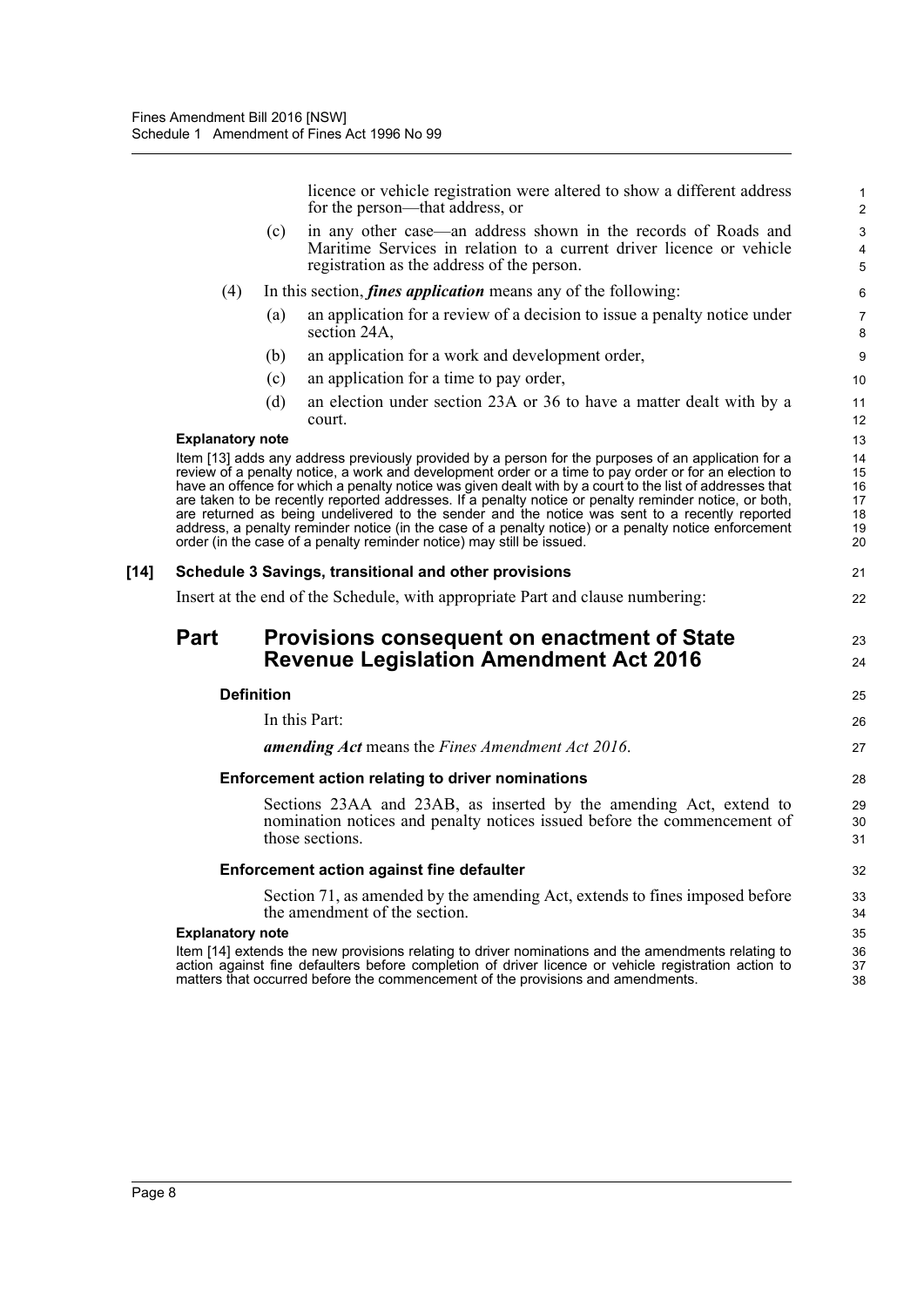licence or vehicle registration were altered to show a different address for the person—that address, or

(c) in any other case—an address shown in the records of Roads and Maritime Services in relation to a current driver licence or vehicle registration as the address of the person.

(4) In this section, ***fines application*** means any of the following:

(a) an application for a review of a decision to issue a penalty notice under section 24A,

(b) an application for a work and development order,

(c) an application for a time to pay order,

(d) an election under section 23A or 36 to have a matter dealt with by a court.

**Explanatory note**

Item [13] adds any address previously provided by a person for the purposes of an application for a review of a penalty notice, a work and development order or a time to pay order or for an election to have an offence for which a penalty notice was given dealt with by a court to the list of addresses that are taken to be recently reported addresses. If a penalty notice or penalty reminder notice, or both, are returned as being undelivered to the sender and the notice was sent to a recently reported address, a penalty reminder notice (in the case of a penalty notice) or a penalty notice enforcement order (in the case of a penalty reminder notice) may still be issued.

**[14] Schedule 3 Savings, transitional and other provisions**

Insert at the end of the Schedule, with appropriate Part and clause numbering:

## Part Provisions consequent on enactment of State Revenue Legislation Amendment Act 2016

### Definition

In this Part:

***amending Act*** means the *Fines Amendment Act 2016*.

### Enforcement action relating to driver nominations

Sections 23AA and 23AB, as inserted by the amending Act, extend to nomination notices and penalty notices issued before the commencement of those sections.

### Enforcement action against fine defaulter

Section 71, as amended by the amending Act, extends to fines imposed before the amendment of the section.

**Explanatory note**

Item [14] extends the new provisions relating to driver nominations and the amendments relating to action against fine defaulters before completion of driver licence or vehicle registration action to matters that occurred before the commencement of the provisions and amendments.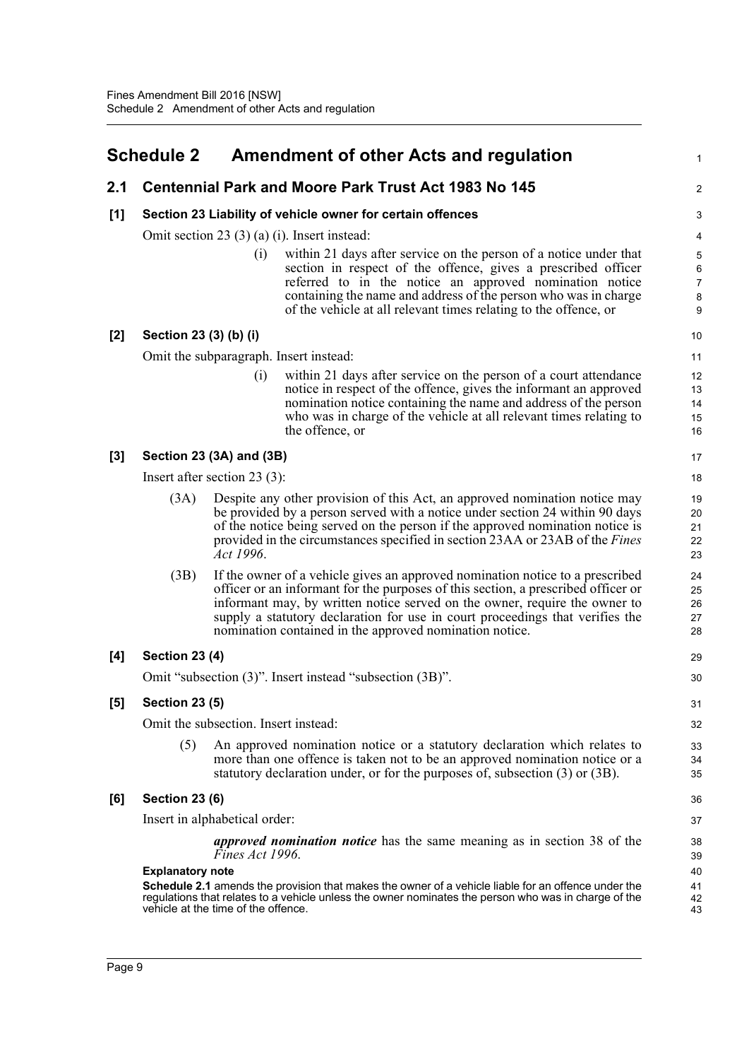# Schedule 2 Amendment of other Acts and regulation

## 2.1 Centennial Park and Moore Park Trust Act 1983 No 145

### [1] Section 23 Liability of vehicle owner for certain offences

Omit section 23 (3) (a) (i). Insert instead:

(i) within 21 days after service on the person of a notice under that section in respect of the offence, gives a prescribed officer referred to in the notice an approved nomination notice containing the name and address of the person who was in charge of the vehicle at all relevant times relating to the offence, or

### [2] Section 23 (3) (b) (i)

Omit the subparagraph. Insert instead:

(i) within 21 days after service on the person of a court attendance notice in respect of the offence, gives the informant an approved nomination notice containing the name and address of the person who was in charge of the vehicle at all relevant times relating to the offence, or

### [3] Section 23 (3A) and (3B)

Insert after section 23 (3):

(3A) Despite any other provision of this Act, an approved nomination notice may be provided by a person served with a notice under section 24 within 90 days of the notice being served on the person if the approved nomination notice is provided in the circumstances specified in section 23AA or 23AB of the *Fines Act 1996*.

(3B) If the owner of a vehicle gives an approved nomination notice to a prescribed officer or an informant for the purposes of this section, a prescribed officer or informant may, by written notice served on the owner, require the owner to supply a statutory declaration for use in court proceedings that verifies the nomination contained in the approved nomination notice.

### [4] Section 23 (4)

Omit "subsection (3)". Insert instead "subsection (3B)".

### [5] Section 23 (5)

Omit the subsection. Insert instead:

(5) An approved nomination notice or a statutory declaration which relates to more than one offence is taken not to be an approved nomination notice or a statutory declaration under, or for the purposes of, subsection (3) or (3B).

### [6] Section 23 (6)

Insert in alphabetical order:

***approved nomination notice*** has the same meaning as in section 38 of the *Fines Act 1996*.

**Explanatory note**

**Schedule 2.1** amends the provision that makes the owner of a vehicle liable for an offence under the regulations that relates to a vehicle unless the owner nominates the person who was in charge of the vehicle at the time of the offence.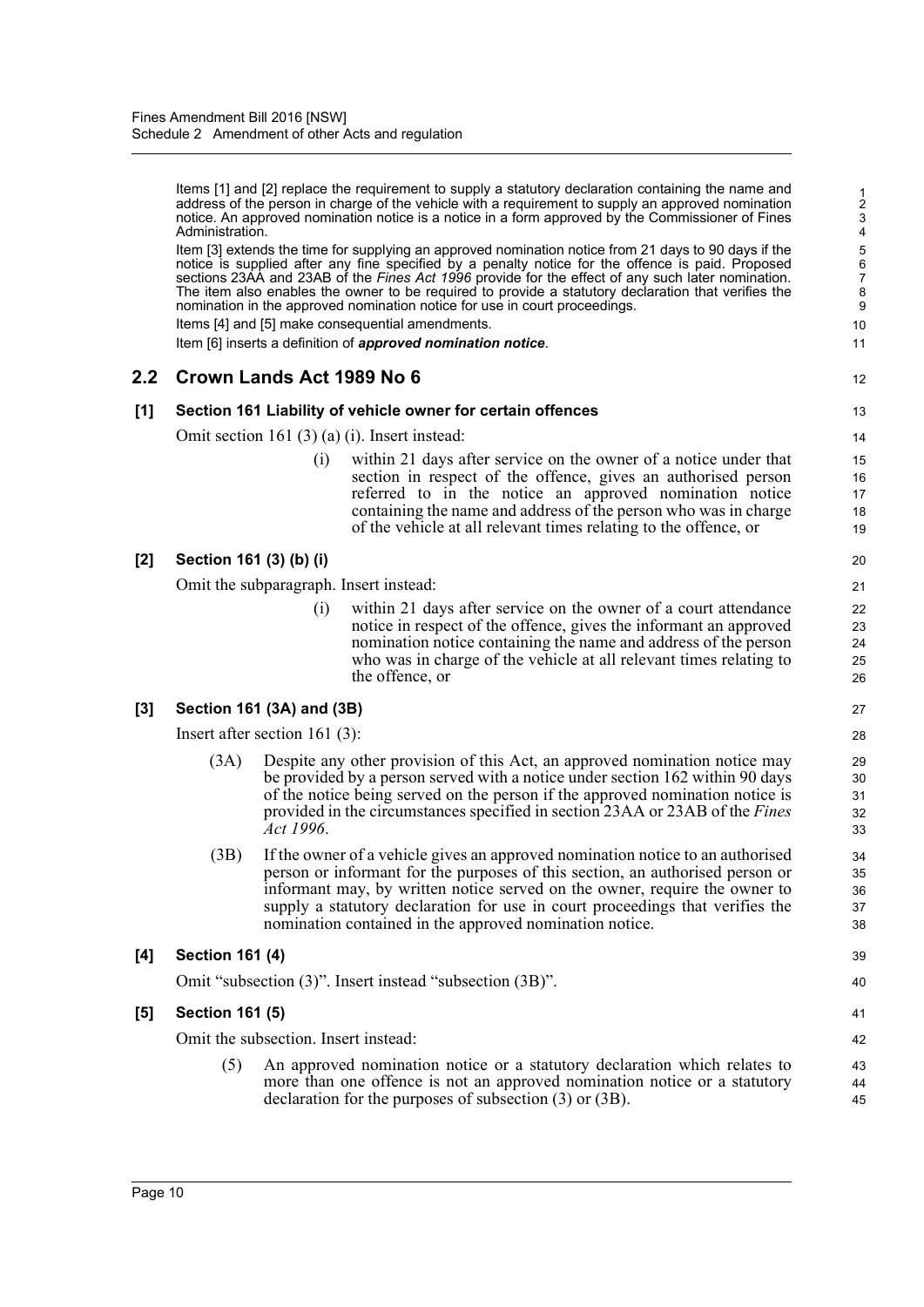Items [1] and [2] replace the requirement to supply a statutory declaration containing the name and address of the person in charge of the vehicle with a requirement to supply an approved nomination notice. An approved nomination notice is a notice in a form approved by the Commissioner of Fines Administration.

Item [3] extends the time for supplying an approved nomination notice from 21 days to 90 days if the notice is supplied after any fine specified by a penalty notice for the offence is paid. Proposed sections 23AA and 23AB of the *Fines Act 1996* provide for the effect of any such later nomination. The item also enables the owner to be required to provide a statutory declaration that verifies the nomination in the approved nomination notice for use in court proceedings.

Items [4] and [5] make consequential amendments.

Item [6] inserts a definition of ***approved nomination notice***.

## 2.2 Crown Lands Act 1989 No 6

### [1] Section 161 Liability of vehicle owner for certain offences

Omit section 161 (3) (a) (i). Insert instead:

> (i) within 21 days after service on the owner of a notice under that section in respect of the offence, gives an authorised person referred to in the notice an approved nomination notice containing the name and address of the person who was in charge of the vehicle at all relevant times relating to the offence, or

### [2] Section 161 (3) (b) (i)

Omit the subparagraph. Insert instead:

> (i) within 21 days after service on the owner of a court attendance notice in respect of the offence, gives the informant an approved nomination notice containing the name and address of the person who was in charge of the vehicle at all relevant times relating to the offence, or

### [3] Section 161 (3A) and (3B)

Insert after section 161 (3):

> (3A) Despite any other provision of this Act, an approved nomination notice may be provided by a person served with a notice under section 162 within 90 days of the notice being served on the person if the approved nomination notice is provided in the circumstances specified in section 23AA or 23AB of the *Fines Act 1996*.
>
> (3B) If the owner of a vehicle gives an approved nomination notice to an authorised person or informant for the purposes of this section, an authorised person or informant may, by written notice served on the owner, require the owner to supply a statutory declaration for use in court proceedings that verifies the nomination contained in the approved nomination notice.

### [4] Section 161 (4)

Omit "subsection (3)". Insert instead "subsection (3B)".

### [5] Section 161 (5)

Omit the subsection. Insert instead:

> (5) An approved nomination notice or a statutory declaration which relates to more than one offence is not an approved nomination notice or a statutory declaration for the purposes of subsection (3) or (3B).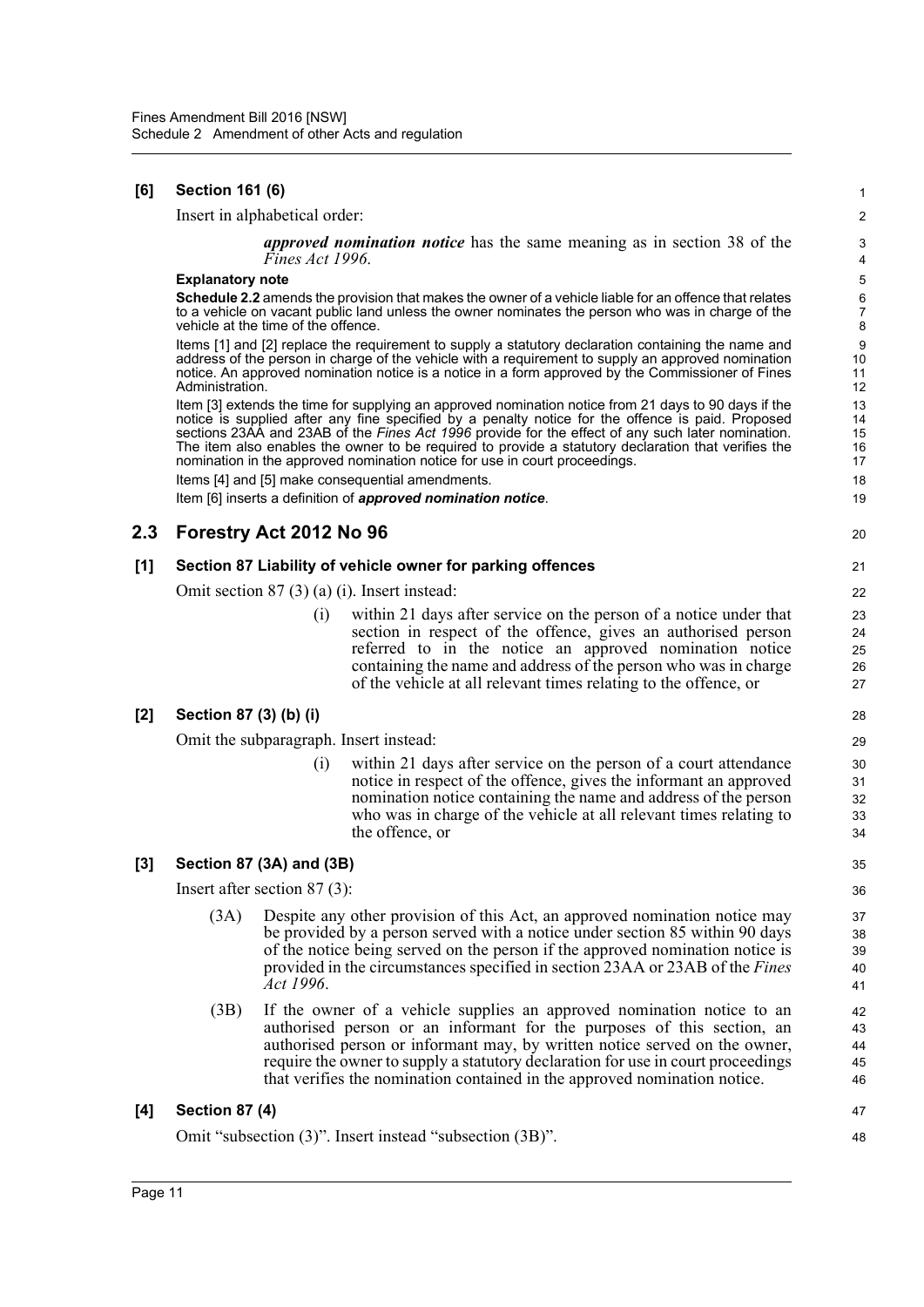**[6] Section 161 (6)**

Insert in alphabetical order:

> ***approved nomination notice*** has the same meaning as in section 38 of the *Fines Act 1996*.

**Explanatory note**

**Schedule 2.2** amends the provision that makes the owner of a vehicle liable for an offence that relates to a vehicle on vacant public land unless the owner nominates the person who was in charge of the vehicle at the time of the offence.

Items [1] and [2] replace the requirement to supply a statutory declaration containing the name and address of the person in charge of the vehicle with a requirement to supply an approved nomination notice. An approved nomination notice is a notice in a form approved by the Commissioner of Fines Administration.

Item [3] extends the time for supplying an approved nomination notice from 21 days to 90 days if the notice is supplied after any fine specified by a penalty notice for the offence is paid. Proposed sections 23AA and 23AB of the *Fines Act 1996* provide for the effect of any such later nomination. The item also enables the owner to be required to provide a statutory declaration that verifies the nomination in the approved nomination notice for use in court proceedings.

Items [4] and [5] make consequential amendments.

Item [6] inserts a definition of ***approved nomination notice***.

## 2.3 Forestry Act 2012 No 96

**[1] Section 87 Liability of vehicle owner for parking offences**

Omit section 87 (3) (a) (i). Insert instead:

> (i) within 21 days after service on the person of a notice under that section in respect of the offence, gives an authorised person referred to in the notice an approved nomination notice containing the name and address of the person who was in charge of the vehicle at all relevant times relating to the offence, or

**[2] Section 87 (3) (b) (i)**

Omit the subparagraph. Insert instead:

> (i) within 21 days after service on the person of a court attendance notice in respect of the offence, gives the informant an approved nomination notice containing the name and address of the person who was in charge of the vehicle at all relevant times relating to the offence, or

**[3] Section 87 (3A) and (3B)**

Insert after section 87 (3):

> (3A) Despite any other provision of this Act, an approved nomination notice may be provided by a person served with a notice under section 85 within 90 days of the notice being served on the person if the approved nomination notice is provided in the circumstances specified in section 23AA or 23AB of the *Fines Act 1996*.
>
> (3B) If the owner of a vehicle supplies an approved nomination notice to an authorised person or an informant for the purposes of this section, an authorised person or informant may, by written notice served on the owner, require the owner to supply a statutory declaration for use in court proceedings that verifies the nomination contained in the approved nomination notice.

**[4] Section 87 (4)**

Omit "subsection (3)". Insert instead "subsection (3B)".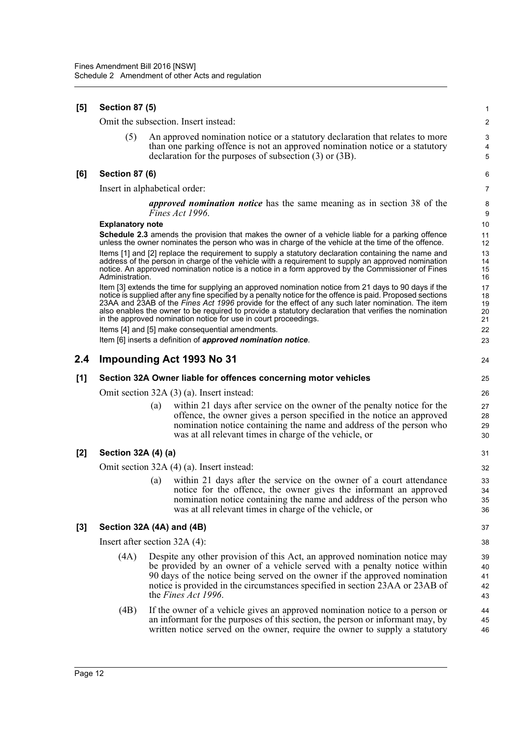**[5] Section 87 (5)**

Omit the subsection. Insert instead:

(5) An approved nomination notice or a statutory declaration that relates to more than one parking offence is not an approved nomination notice or a statutory declaration for the purposes of subsection (3) or (3B).

**[6] Section 87 (6)**

Insert in alphabetical order:

***approved nomination notice*** has the same meaning as in section 38 of the *Fines Act 1996*.

**Explanatory note**

**Schedule 2.3** amends the provision that makes the owner of a vehicle liable for a parking offence unless the owner nominates the person who was in charge of the vehicle at the time of the offence.

Items [1] and [2] replace the requirement to supply a statutory declaration containing the name and address of the person in charge of the vehicle with a requirement to supply an approved nomination notice. An approved nomination notice is a notice in a form approved by the Commissioner of Fines Administration.

Item [3] extends the time for supplying an approved nomination notice from 21 days to 90 days if the notice is supplied after any fine specified by a penalty notice for the offence is paid. Proposed sections 23AA and 23AB of the *Fines Act 1996* provide for the effect of any such later nomination. The item also enables the owner to be required to provide a statutory declaration that verifies the nomination in the approved nomination notice for use in court proceedings.

Items [4] and [5] make consequential amendments.

Item [6] inserts a definition of ***approved nomination notice***.

## 2.4 Impounding Act 1993 No 31

**[1] Section 32A Owner liable for offences concerning motor vehicles**

Omit section 32A (3) (a). Insert instead:

(a) within 21 days after service on the owner of the penalty notice for the offence, the owner gives a person specified in the notice an approved nomination notice containing the name and address of the person who was at all relevant times in charge of the vehicle, or

**[2] Section 32A (4) (a)**

Omit section 32A (4) (a). Insert instead:

(a) within 21 days after the service on the owner of a court attendance notice for the offence, the owner gives the informant an approved nomination notice containing the name and address of the person who was at all relevant times in charge of the vehicle, or

**[3] Section 32A (4A) and (4B)**

Insert after section 32A (4):

(4A) Despite any other provision of this Act, an approved nomination notice may be provided by an owner of a vehicle served with a penalty notice within 90 days of the notice being served on the owner if the approved nomination notice is provided in the circumstances specified in section 23AA or 23AB of the *Fines Act 1996*.

(4B) If the owner of a vehicle gives an approved nomination notice to a person or an informant for the purposes of this section, the person or informant may, by written notice served on the owner, require the owner to supply a statutory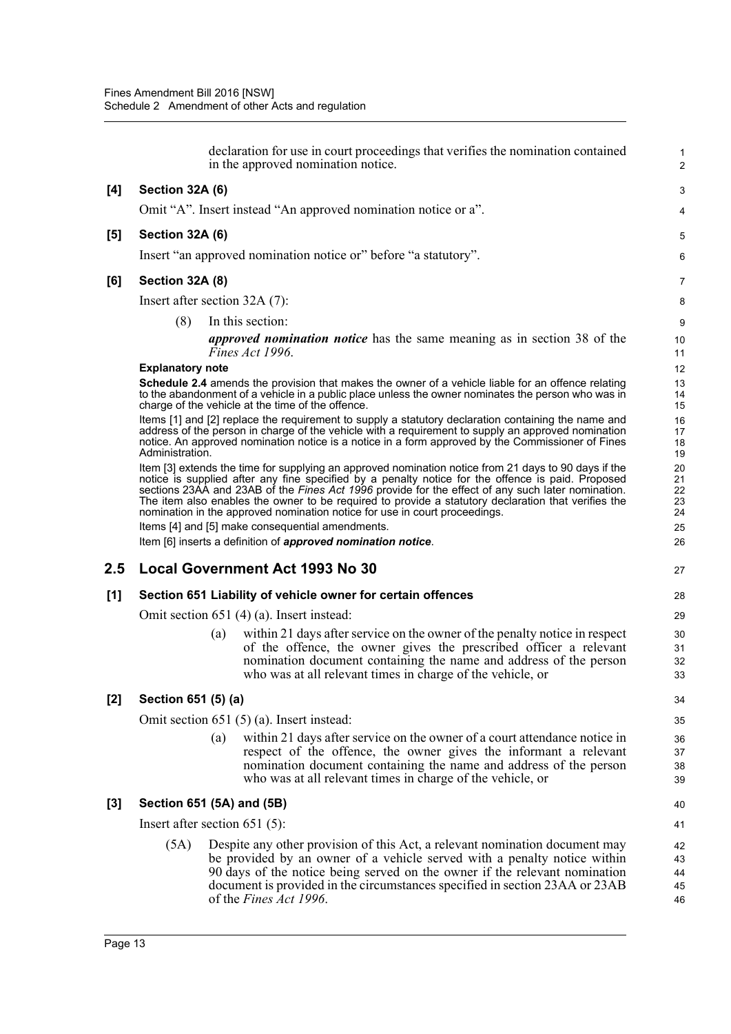declaration for use in court proceedings that verifies the nomination contained in the approved nomination notice.

**[4] Section 32A (6)**

Omit "A". Insert instead "An approved nomination notice or a".

**[5] Section 32A (6)**

Insert "an approved nomination notice or" before "a statutory".

**[6] Section 32A (8)**

Insert after section 32A (7):

(8) In this section:

***approved nomination notice*** has the same meaning as in section 38 of the *Fines Act 1996*.

**Explanatory note**

**Schedule 2.4** amends the provision that makes the owner of a vehicle liable for an offence relating to the abandonment of a vehicle in a public place unless the owner nominates the person who was in charge of the vehicle at the time of the offence.

Items [1] and [2] replace the requirement to supply a statutory declaration containing the name and address of the person in charge of the vehicle with a requirement to supply an approved nomination notice. An approved nomination notice is a notice in a form approved by the Commissioner of Fines Administration.

Item [3] extends the time for supplying an approved nomination notice from 21 days to 90 days if the notice is supplied after any fine specified by a penalty notice for the offence is paid. Proposed sections 23AA and 23AB of the *Fines Act 1996* provide for the effect of any such later nomination. The item also enables the owner to be required to provide a statutory declaration that verifies the nomination in the approved nomination notice for use in court proceedings.

Items [4] and [5] make consequential amendments.

Item [6] inserts a definition of ***approved nomination notice***.

## 2.5 Local Government Act 1993 No 30

**[1] Section 651 Liability of vehicle owner for certain offences**

Omit section 651 (4) (a). Insert instead:

(a) within 21 days after service on the owner of the penalty notice in respect of the offence, the owner gives the prescribed officer a relevant nomination document containing the name and address of the person who was at all relevant times in charge of the vehicle, or

**[2] Section 651 (5) (a)**

Omit section 651 (5) (a). Insert instead:

(a) within 21 days after service on the owner of a court attendance notice in respect of the offence, the owner gives the informant a relevant nomination document containing the name and address of the person who was at all relevant times in charge of the vehicle, or

**[3] Section 651 (5A) and (5B)**

Insert after section 651 (5):

(5A) Despite any other provision of this Act, a relevant nomination document may be provided by an owner of a vehicle served with a penalty notice within 90 days of the notice being served on the owner if the relevant nomination document is provided in the circumstances specified in section 23AA or 23AB of the *Fines Act 1996*.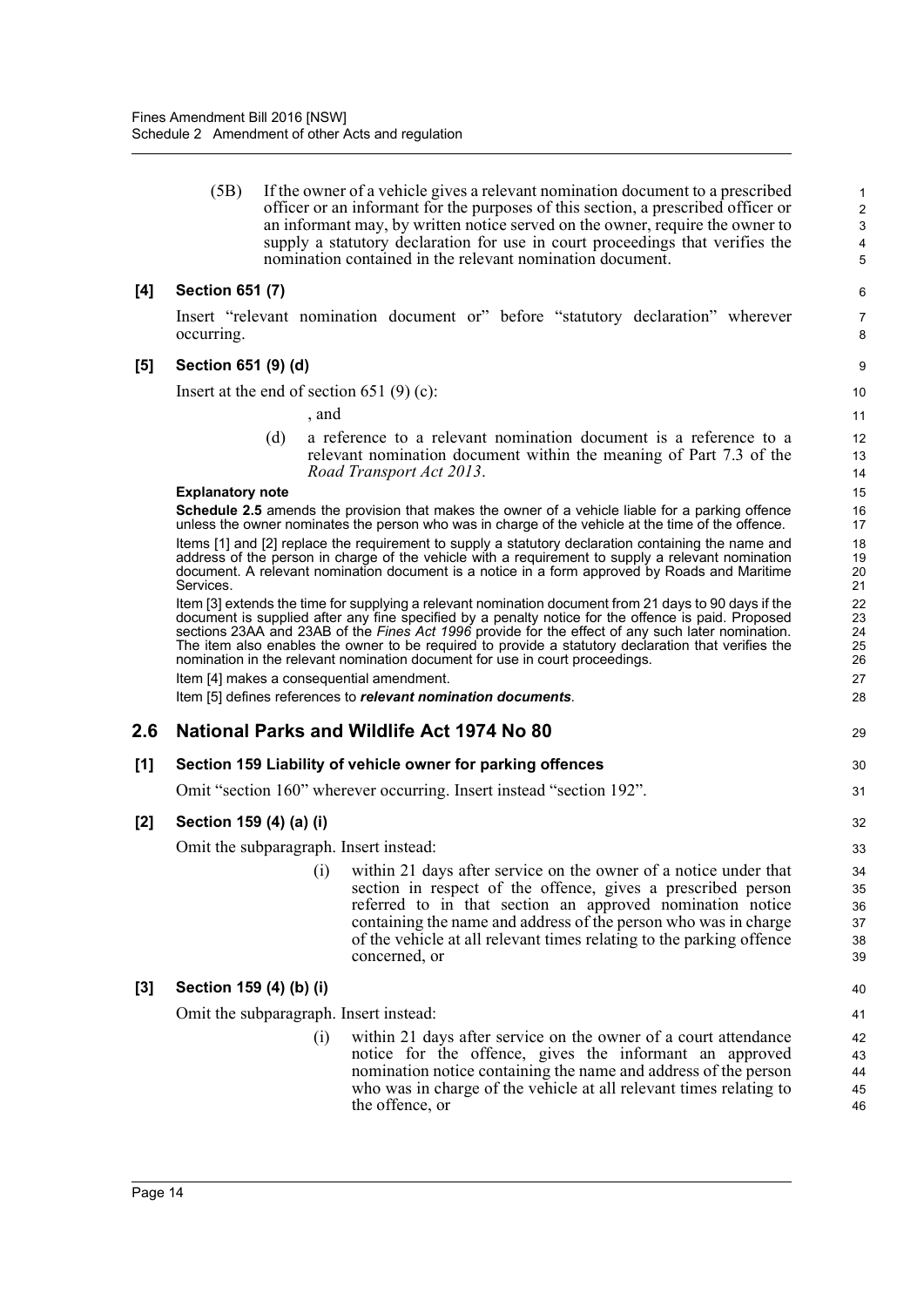(5B) If the owner of a vehicle gives a relevant nomination document to a prescribed officer or an informant for the purposes of this section, a prescribed officer or an informant may, by written notice served on the owner, require the owner to supply a statutory declaration for use in court proceedings that verifies the nomination contained in the relevant nomination document.

**[4] Section 651 (7)**

Insert "relevant nomination document or" before "statutory declaration" wherever occurring.

**[5] Section 651 (9) (d)**

Insert at the end of section 651 (9) (c):

, and

(d) a reference to a relevant nomination document is a reference to a relevant nomination document within the meaning of Part 7.3 of the *Road Transport Act 2013*.

**Explanatory note**

**Schedule 2.5** amends the provision that makes the owner of a vehicle liable for a parking offence unless the owner nominates the person who was in charge of the vehicle at the time of the offence.

Items [1] and [2] replace the requirement to supply a statutory declaration containing the name and address of the person in charge of the vehicle with a requirement to supply a relevant nomination document. A relevant nomination document is a notice in a form approved by Roads and Maritime Services.

Item [3] extends the time for supplying a relevant nomination document from 21 days to 90 days if the document is supplied after any fine specified by a penalty notice for the offence is paid. Proposed sections 23AA and 23AB of the *Fines Act 1996* provide for the effect of any such later nomination. The item also enables the owner to be required to provide a statutory declaration that verifies the nomination in the relevant nomination document for use in court proceedings.

Item [4] makes a consequential amendment.

Item [5] defines references to ***relevant nomination documents***.

## 2.6 National Parks and Wildlife Act 1974 No 80

**[1] Section 159 Liability of vehicle owner for parking offences**

Omit "section 160" wherever occurring. Insert instead "section 192".

**[2] Section 159 (4) (a) (i)**

Omit the subparagraph. Insert instead:

(i) within 21 days after service on the owner of a notice under that section in respect of the offence, gives a prescribed person referred to in that section an approved nomination notice containing the name and address of the person who was in charge of the vehicle at all relevant times relating to the parking offence concerned, or

**[3] Section 159 (4) (b) (i)**

Omit the subparagraph. Insert instead:

(i) within 21 days after service on the owner of a court attendance notice for the offence, gives the informant an approved nomination notice containing the name and address of the person who was in charge of the vehicle at all relevant times relating to the offence, or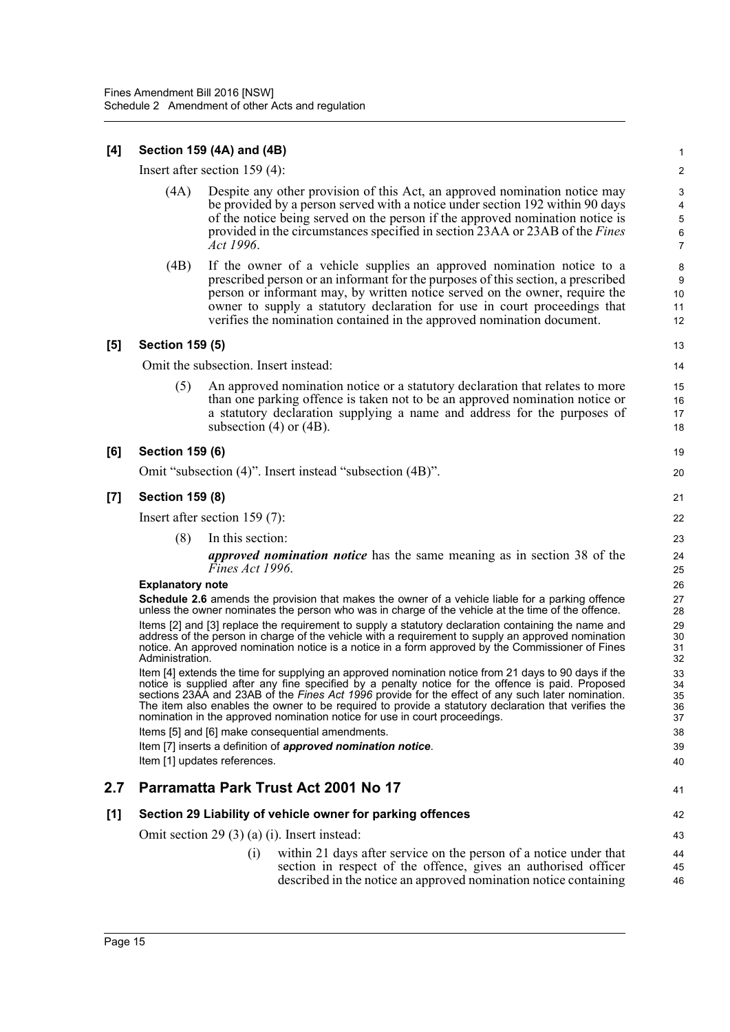**[4] Section 159 (4A) and (4B)**

Insert after section 159 (4):

(4A) Despite any other provision of this Act, an approved nomination notice may be provided by a person served with a notice under section 192 within 90 days of the notice being served on the person if the approved nomination notice is provided in the circumstances specified in section 23AA or 23AB of the *Fines Act 1996*.

(4B) If the owner of a vehicle supplies an approved nomination notice to a prescribed person or an informant for the purposes of this section, a prescribed person or informant may, by written notice served on the owner, require the owner to supply a statutory declaration for use in court proceedings that verifies the nomination contained in the approved nomination document.

**[5] Section 159 (5)**

Omit the subsection. Insert instead:

(5) An approved nomination notice or a statutory declaration that relates to more than one parking offence is taken not to be an approved nomination notice or a statutory declaration supplying a name and address for the purposes of subsection (4) or (4B).

**[6] Section 159 (6)**

Omit "subsection (4)". Insert instead "subsection (4B)".

**[7] Section 159 (8)**

Insert after section 159 (7):

(8) In this section:

***approved nomination notice*** has the same meaning as in section 38 of the *Fines Act 1996*.

**Explanatory note**

**Schedule 2.6** amends the provision that makes the owner of a vehicle liable for a parking offence unless the owner nominates the person who was in charge of the vehicle at the time of the offence.

Items [2] and [3] replace the requirement to supply a statutory declaration containing the name and address of the person in charge of the vehicle with a requirement to supply an approved nomination notice. An approved nomination notice is a notice in a form approved by the Commissioner of Fines Administration.

Item [4] extends the time for supplying an approved nomination notice from 21 days to 90 days if the notice is supplied after any fine specified by a penalty notice for the offence is paid. Proposed sections 23AA and 23AB of the *Fines Act 1996* provide for the effect of any such later nomination. The item also enables the owner to be required to provide a statutory declaration that verifies the nomination in the approved nomination notice for use in court proceedings.

Items [5] and [6] make consequential amendments.

Item [7] inserts a definition of ***approved nomination notice***.

Item [1] updates references.

## 2.7 Parramatta Park Trust Act 2001 No 17

**[1] Section 29 Liability of vehicle owner for parking offences**

Omit section 29 (3) (a) (i). Insert instead:

(i) within 21 days after service on the person of a notice under that section in respect of the offence, gives an authorised officer described in the notice an approved nomination notice containing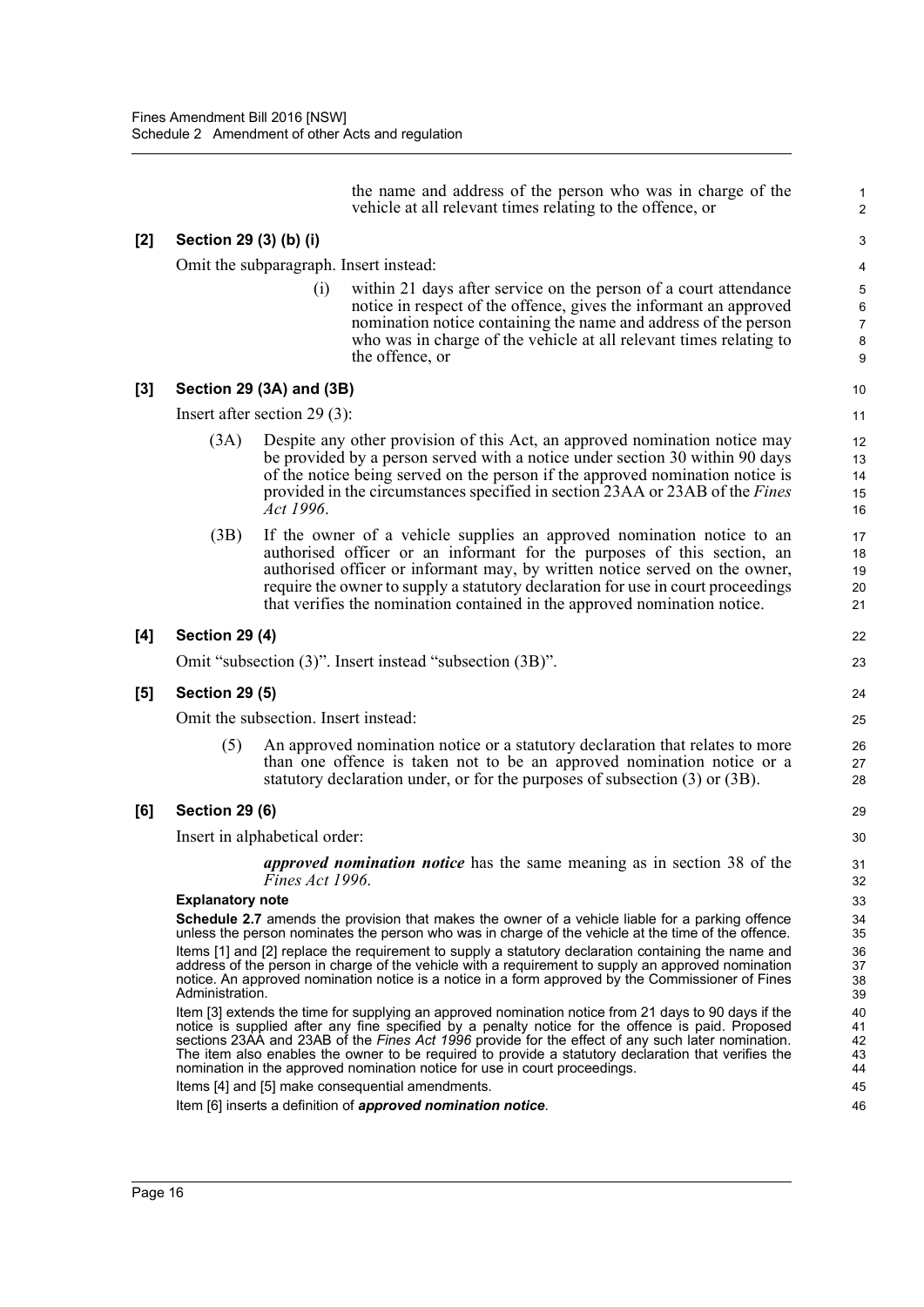the name and address of the person who was in charge of the vehicle at all relevant times relating to the offence, or

**[2] Section 29 (3) (b) (i)**

Omit the subparagraph. Insert instead:

(i) within 21 days after service on the person of a court attendance notice in respect of the offence, gives the informant an approved nomination notice containing the name and address of the person who was in charge of the vehicle at all relevant times relating to the offence, or

**[3] Section 29 (3A) and (3B)**

Insert after section 29 (3):

(3A) Despite any other provision of this Act, an approved nomination notice may be provided by a person served with a notice under section 30 within 90 days of the notice being served on the person if the approved nomination notice is provided in the circumstances specified in section 23AA or 23AB of the *Fines Act 1996*.

(3B) If the owner of a vehicle supplies an approved nomination notice to an authorised officer or an informant for the purposes of this section, an authorised officer or informant may, by written notice served on the owner, require the owner to supply a statutory declaration for use in court proceedings that verifies the nomination contained in the approved nomination notice.

**[4] Section 29 (4)**

Omit "subsection (3)". Insert instead "subsection (3B)".

**[5] Section 29 (5)**

Omit the subsection. Insert instead:

(5) An approved nomination notice or a statutory declaration that relates to more than one offence is taken not to be an approved nomination notice or a statutory declaration under, or for the purposes of subsection (3) or (3B).

**[6] Section 29 (6)**

Insert in alphabetical order:

***approved nomination notice*** has the same meaning as in section 38 of the *Fines Act 1996*.

**Explanatory note**

**Schedule 2.7** amends the provision that makes the owner of a vehicle liable for a parking offence unless the person nominates the person who was in charge of the vehicle at the time of the offence.

Items [1] and [2] replace the requirement to supply a statutory declaration containing the name and address of the person in charge of the vehicle with a requirement to supply an approved nomination notice. An approved nomination notice is a notice in a form approved by the Commissioner of Fines Administration.

Item [3] extends the time for supplying an approved nomination notice from 21 days to 90 days if the notice is supplied after any fine specified by a penalty notice for the offence is paid. Proposed sections 23AA and 23AB of the *Fines Act 1996* provide for the effect of any such later nomination. The item also enables the owner to be required to provide a statutory declaration that verifies the nomination in the approved nomination notice for use in court proceedings.

Items [4] and [5] make consequential amendments.

Item [6] inserts a definition of ***approved nomination notice***.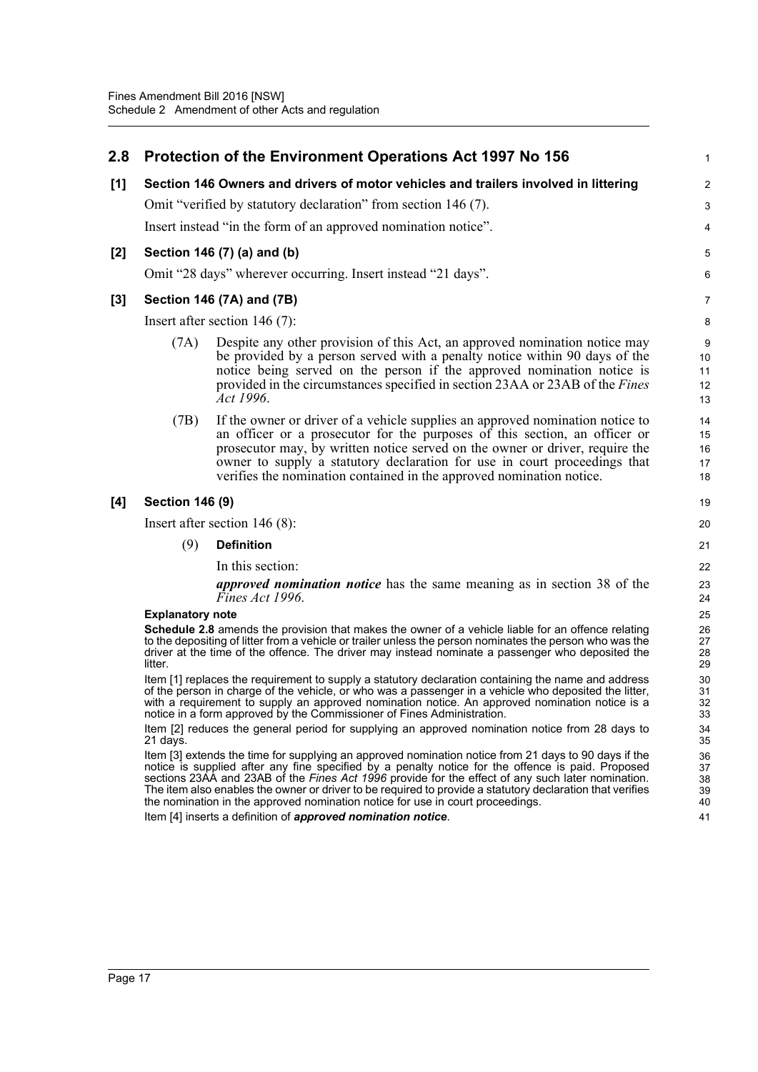## 2.8 Protection of the Environment Operations Act 1997 No 156

### [1] Section 146 Owners and drivers of motor vehicles and trailers involved in littering

Omit "verified by statutory declaration" from section 146 (7).

Insert instead "in the form of an approved nomination notice".

### [2] Section 146 (7) (a) and (b)

Omit "28 days" wherever occurring. Insert instead "21 days".

### [3] Section 146 (7A) and (7B)

Insert after section 146 (7):

(7A) Despite any other provision of this Act, an approved nomination notice may be provided by a person served with a penalty notice within 90 days of the notice being served on the person if the approved nomination notice is provided in the circumstances specified in section 23AA or 23AB of the *Fines Act 1996*.

(7B) If the owner or driver of a vehicle supplies an approved nomination notice to an officer or a prosecutor for the purposes of this section, an officer or prosecutor may, by written notice served on the owner or driver, require the owner to supply a statutory declaration for use in court proceedings that verifies the nomination contained in the approved nomination notice.

### [4] Section 146 (9)

Insert after section 146 (8):

(9) **Definition**

In this section:

***approved nomination notice*** has the same meaning as in section 38 of the *Fines Act 1996*.

**Explanatory note**

**Schedule 2.8** amends the provision that makes the owner of a vehicle liable for an offence relating to the depositing of litter from a vehicle or trailer unless the person nominates the person who was the driver at the time of the offence. The driver may instead nominate a passenger who deposited the litter.

Item [1] replaces the requirement to supply a statutory declaration containing the name and address of the person in charge of the vehicle, or who was a passenger in a vehicle who deposited the litter, with a requirement to supply an approved nomination notice. An approved nomination notice is a notice in a form approved by the Commissioner of Fines Administration.

Item [2] reduces the general period for supplying an approved nomination notice from 28 days to 21 days.

Item [3] extends the time for supplying an approved nomination notice from 21 days to 90 days if the notice is supplied after any fine specified by a penalty notice for the offence is paid. Proposed sections 23AA and 23AB of the *Fines Act 1996* provide for the effect of any such later nomination. The item also enables the owner or driver to be required to provide a statutory declaration that verifies the nomination in the approved nomination notice for use in court proceedings.

Item [4] inserts a definition of ***approved nomination notice***.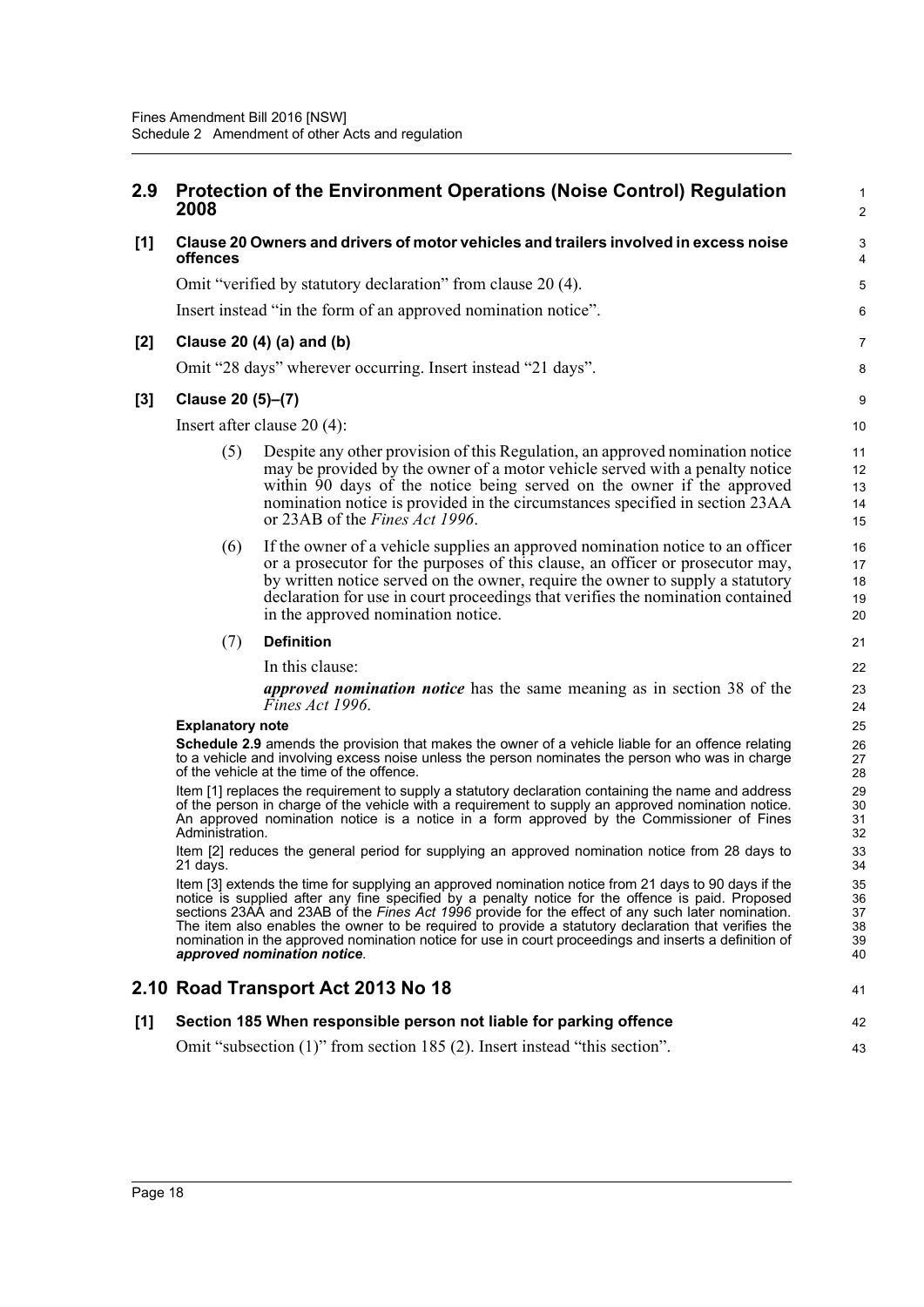## 2.9 Protection of the Environment Operations (Noise Control) Regulation 2008

### [1] Clause 20 Owners and drivers of motor vehicles and trailers involved in excess noise offences

Omit "verified by statutory declaration" from clause 20 (4).

Insert instead "in the form of an approved nomination notice".

### [2] Clause 20 (4) (a) and (b)

Omit "28 days" wherever occurring. Insert instead "21 days".

### [3] Clause 20 (5)–(7)

Insert after clause 20 (4):

(5) Despite any other provision of this Regulation, an approved nomination notice may be provided by the owner of a motor vehicle served with a penalty notice within 90 days of the notice being served on the owner if the approved nomination notice is provided in the circumstances specified in section 23AA or 23AB of the *Fines Act 1996*.

(6) If the owner of a vehicle supplies an approved nomination notice to an officer or a prosecutor for the purposes of this clause, an officer or prosecutor may, by written notice served on the owner, require the owner to supply a statutory declaration for use in court proceedings that verifies the nomination contained in the approved nomination notice.

(7) **Definition**

In this clause:

***approved nomination notice*** has the same meaning as in section 38 of the *Fines Act 1996*.

**Explanatory note**

**Schedule 2.9** amends the provision that makes the owner of a vehicle liable for an offence relating to a vehicle and involving excess noise unless the person nominates the person who was in charge of the vehicle at the time of the offence.

Item [1] replaces the requirement to supply a statutory declaration containing the name and address of the person in charge of the vehicle with a requirement to supply an approved nomination notice. An approved nomination notice is a notice in a form approved by the Commissioner of Fines Administration.

Item [2] reduces the general period for supplying an approved nomination notice from 28 days to 21 days.

Item [3] extends the time for supplying an approved nomination notice from 21 days to 90 days if the notice is supplied after any fine specified by a penalty notice for the offence is paid. Proposed sections 23AA and 23AB of the *Fines Act 1996* provide for the effect of any such later nomination. The item also enables the owner to be required to provide a statutory declaration that verifies the nomination in the approved nomination notice for use in court proceedings and inserts a definition of ***approved nomination notice***.

## 2.10 Road Transport Act 2013 No 18

### [1] Section 185 When responsible person not liable for parking offence

Omit "subsection (1)" from section 185 (2). Insert instead "this section".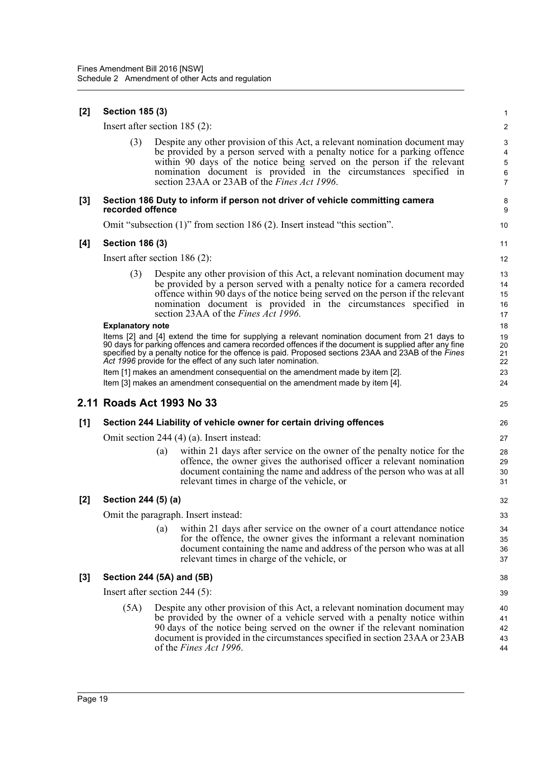**[2] Section 185 (3)**

Insert after section 185 (2):

(3) Despite any other provision of this Act, a relevant nomination document may be provided by a person served with a penalty notice for a parking offence within 90 days of the notice being served on the person if the relevant nomination document is provided in the circumstances specified in section 23AA or 23AB of the *Fines Act 1996*.

**[3] Section 186 Duty to inform if person not driver of vehicle committing camera recorded offence**

Omit "subsection (1)" from section 186 (2). Insert instead "this section".

**[4] Section 186 (3)**

Insert after section 186 (2):

(3) Despite any other provision of this Act, a relevant nomination document may be provided by a person served with a penalty notice for a camera recorded offence within 90 days of the notice being served on the person if the relevant nomination document is provided in the circumstances specified in section 23AA of the *Fines Act 1996*.

**Explanatory note**

Items [2] and [4] extend the time for supplying a relevant nomination document from 21 days to 90 days for parking offences and camera recorded offences if the document is supplied after any fine specified by a penalty notice for the offence is paid. Proposed sections 23AA and 23AB of the *Fines Act 1996* provide for the effect of any such later nomination.

Item [1] makes an amendment consequential on the amendment made by item [2].

Item [3] makes an amendment consequential on the amendment made by item [4].

## 2.11 Roads Act 1993 No 33

**[1] Section 244 Liability of vehicle owner for certain driving offences**

Omit section 244 (4) (a). Insert instead:

(a) within 21 days after service on the owner of the penalty notice for the offence, the owner gives the authorised officer a relevant nomination document containing the name and address of the person who was at all relevant times in charge of the vehicle, or

**[2] Section 244 (5) (a)**

Omit the paragraph. Insert instead:

(a) within 21 days after service on the owner of a court attendance notice for the offence, the owner gives the informant a relevant nomination document containing the name and address of the person who was at all relevant times in charge of the vehicle, or

**[3] Section 244 (5A) and (5B)**

Insert after section 244 (5):

(5A) Despite any other provision of this Act, a relevant nomination document may be provided by the owner of a vehicle served with a penalty notice within 90 days of the notice being served on the owner if the relevant nomination document is provided in the circumstances specified in section 23AA or 23AB of the *Fines Act 1996*.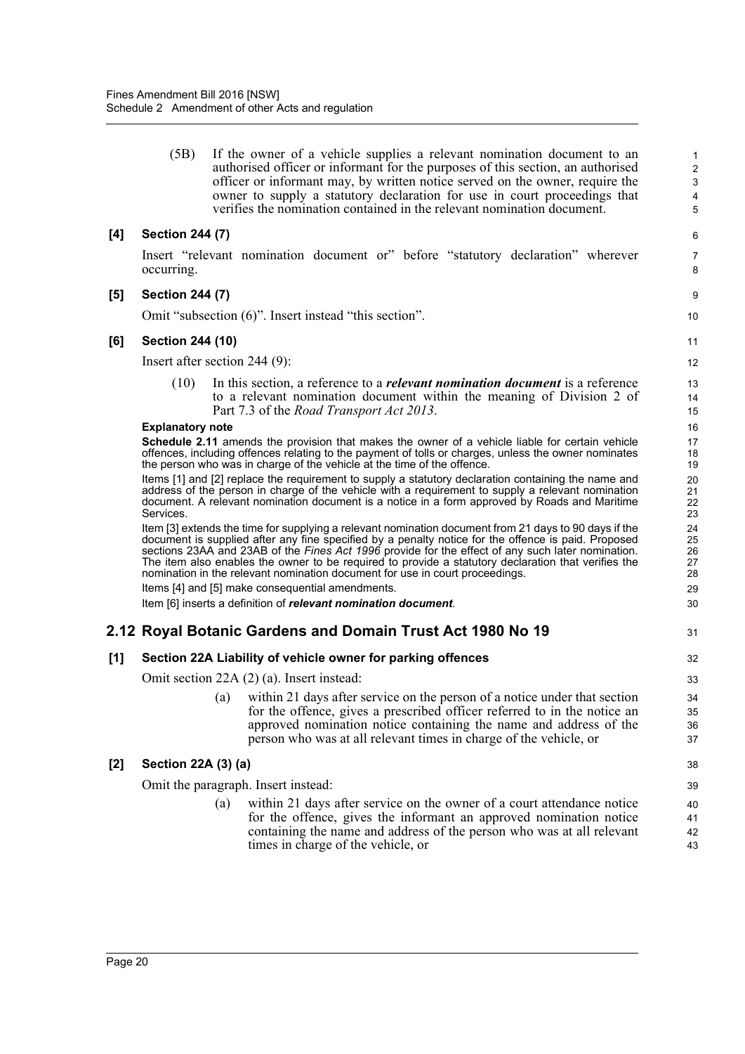(5B) If the owner of a vehicle supplies a relevant nomination document to an authorised officer or informant for the purposes of this section, an authorised officer or informant may, by written notice served on the owner, require the owner to supply a statutory declaration for use in court proceedings that verifies the nomination contained in the relevant nomination document.

**[4] Section 244 (7)**

Insert "relevant nomination document or" before "statutory declaration" wherever occurring.

**[5] Section 244 (7)**

Omit "subsection (6)". Insert instead "this section".

**[6] Section 244 (10)**

Insert after section 244 (9):

(10) In this section, a reference to a ***relevant nomination document*** is a reference to a relevant nomination document within the meaning of Division 2 of Part 7.3 of the *Road Transport Act 2013*.

**Explanatory note**

**Schedule 2.11** amends the provision that makes the owner of a vehicle liable for certain vehicle offences, including offences relating to the payment of tolls or charges, unless the owner nominates the person who was in charge of the vehicle at the time of the offence.

Items [1] and [2] replace the requirement to supply a statutory declaration containing the name and address of the person in charge of the vehicle with a requirement to supply a relevant nomination document. A relevant nomination document is a notice in a form approved by Roads and Maritime Services.

Item [3] extends the time for supplying a relevant nomination document from 21 days to 90 days if the document is supplied after any fine specified by a penalty notice for the offence is paid. Proposed sections 23AA and 23AB of the *Fines Act 1996* provide for the effect of any such later nomination. The item also enables the owner to be required to provide a statutory declaration that verifies the nomination in the relevant nomination document for use in court proceedings.

Items [4] and [5] make consequential amendments.

Item [6] inserts a definition of ***relevant nomination document***.

## 2.12 Royal Botanic Gardens and Domain Trust Act 1980 No 19

**[1] Section 22A Liability of vehicle owner for parking offences**

Omit section 22A (2) (a). Insert instead:

(a) within 21 days after service on the person of a notice under that section for the offence, gives a prescribed officer referred to in the notice an approved nomination notice containing the name and address of the person who was at all relevant times in charge of the vehicle, or

**[2] Section 22A (3) (a)**

Omit the paragraph. Insert instead:

(a) within 21 days after service on the owner of a court attendance notice for the offence, gives the informant an approved nomination notice containing the name and address of the person who was at all relevant times in charge of the vehicle, or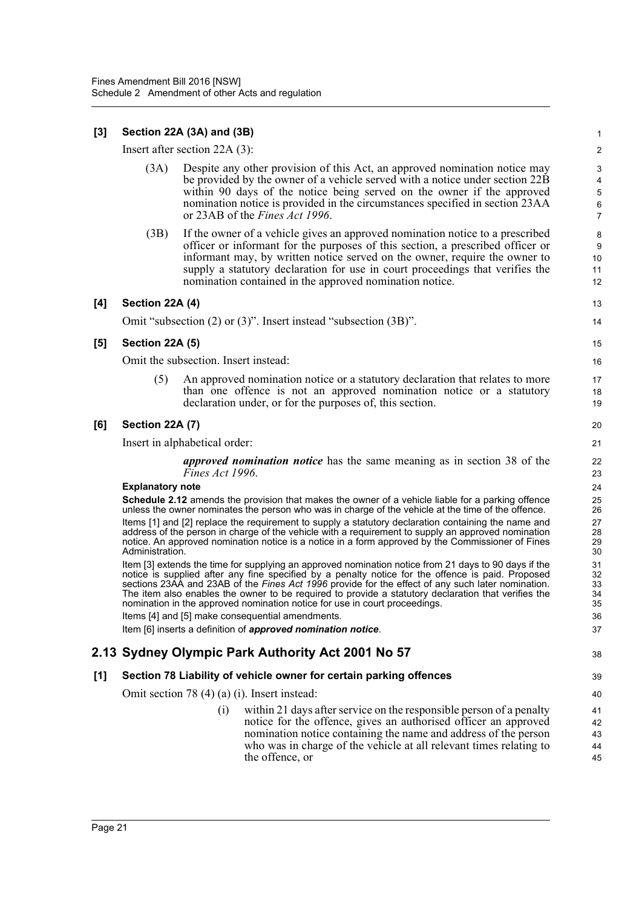**[3] Section 22A (3A) and (3B)**

Insert after section 22A (3):

(3A) Despite any other provision of this Act, an approved nomination notice may be provided by the owner of a vehicle served with a notice under section 22B within 90 days of the notice being served on the owner if the approved nomination notice is provided in the circumstances specified in section 23AA or 23AB of the *Fines Act 1996*.

(3B) If the owner of a vehicle gives an approved nomination notice to a prescribed officer or informant for the purposes of this section, a prescribed officer or informant may, by written notice served on the owner, require the owner to supply a statutory declaration for use in court proceedings that verifies the nomination contained in the approved nomination notice.

**[4] Section 22A (4)**

Omit "subsection (2) or (3)". Insert instead "subsection (3B)".

**[5] Section 22A (5)**

Omit the subsection. Insert instead:

(5) An approved nomination notice or a statutory declaration that relates to more than one offence is not an approved nomination notice or a statutory declaration under, or for the purposes of, this section.

**[6] Section 22A (7)**

Insert in alphabetical order:

***approved nomination notice*** has the same meaning as in section 38 of the *Fines Act 1996*.

**Explanatory note**

**Schedule 2.12** amends the provision that makes the owner of a vehicle liable for a parking offence unless the owner nominates the person who was in charge of the vehicle at the time of the offence.

Items [1] and [2] replace the requirement to supply a statutory declaration containing the name and address of the person in charge of the vehicle with a requirement to supply an approved nomination notice. An approved nomination notice is a notice in a form approved by the Commissioner of Fines Administration.

Item [3] extends the time for supplying an approved nomination notice from 21 days to 90 days if the notice is supplied after any fine specified by a penalty notice for the offence is paid. Proposed sections 23AA and 23AB of the *Fines Act 1996* provide for the effect of any such later nomination. The item also enables the owner to be required to provide a statutory declaration that verifies the nomination in the approved nomination notice for use in court proceedings.

Items [4] and [5] make consequential amendments.

Item [6] inserts a definition of ***approved nomination notice***.

## 2.13 Sydney Olympic Park Authority Act 2001 No 57

**[1] Section 78 Liability of vehicle owner for certain parking offences**

Omit section 78 (4) (a) (i). Insert instead:

(i) within 21 days after service on the responsible person of a penalty notice for the offence, gives an authorised officer an approved nomination notice containing the name and address of the person who was in charge of the vehicle at all relevant times relating to the offence, or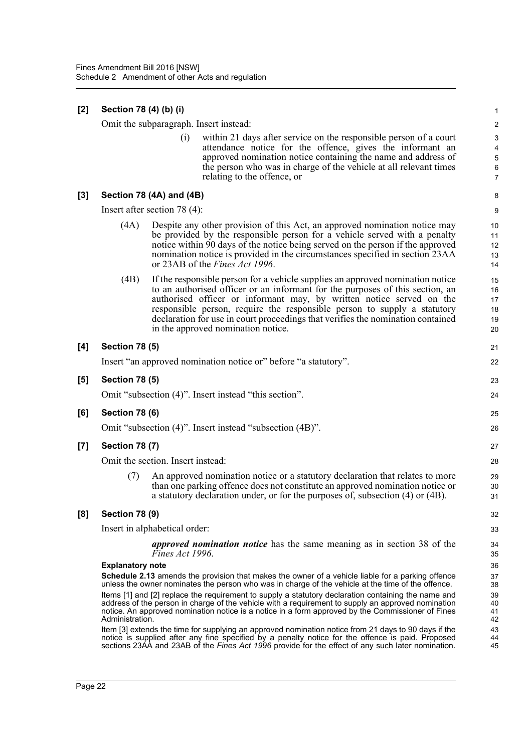**[2] Section 78 (4) (b) (i)**

Omit the subparagraph. Insert instead:

> (i) within 21 days after service on the responsible person of a court attendance notice for the offence, gives the informant an approved nomination notice containing the name and address of the person who was in charge of the vehicle at all relevant times relating to the offence, or

**[3] Section 78 (4A) and (4B)**

Insert after section 78 (4):

> (4A) Despite any other provision of this Act, an approved nomination notice may be provided by the responsible person for a vehicle served with a penalty notice within 90 days of the notice being served on the person if the approved nomination notice is provided in the circumstances specified in section 23AA or 23AB of the *Fines Act 1996*.
>
> (4B) If the responsible person for a vehicle supplies an approved nomination notice to an authorised officer or an informant for the purposes of this section, an authorised officer or informant may, by written notice served on the responsible person, require the responsible person to supply a statutory declaration for use in court proceedings that verifies the nomination contained in the approved nomination notice.

**[4] Section 78 (5)**

Insert "an approved nomination notice or" before "a statutory".

**[5] Section 78 (5)**

Omit "subsection (4)". Insert instead "this section".

**[6] Section 78 (6)**

Omit "subsection (4)". Insert instead "subsection (4B)".

**[7] Section 78 (7)**

Omit the section. Insert instead:

> (7) An approved nomination notice or a statutory declaration that relates to more than one parking offence does not constitute an approved nomination notice or a statutory declaration under, or for the purposes of, subsection (4) or (4B).

**[8] Section 78 (9)**

Insert in alphabetical order:

> ***approved nomination notice*** has the same meaning as in section 38 of the *Fines Act 1996*.

**Explanatory note**

**Schedule 2.13** amends the provision that makes the owner of a vehicle liable for a parking offence unless the owner nominates the person who was in charge of the vehicle at the time of the offence.

Items [1] and [2] replace the requirement to supply a statutory declaration containing the name and address of the person in charge of the vehicle with a requirement to supply an approved nomination notice. An approved nomination notice is a notice in a form approved by the Commissioner of Fines Administration.

Item [3] extends the time for supplying an approved nomination notice from 21 days to 90 days if the notice is supplied after any fine specified by a penalty notice for the offence is paid. Proposed sections 23AA and 23AB of the *Fines Act 1996* provide for the effect of any such later nomination.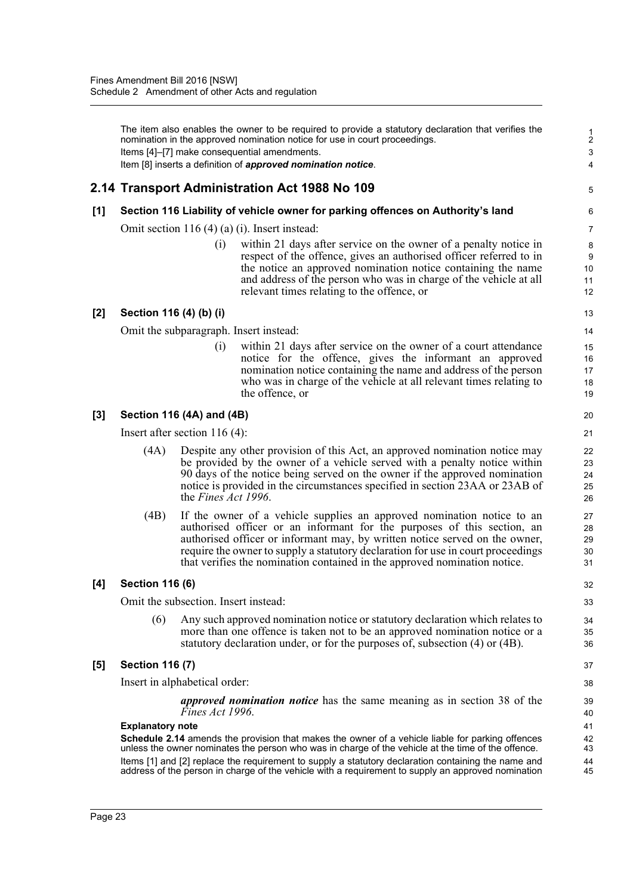The item also enables the owner to be required to provide a statutory declaration that verifies the nomination in the approved nomination notice for use in court proceedings.

Items [4]–[7] make consequential amendments.

Item [8] inserts a definition of ***approved nomination notice***.

## 2.14 Transport Administration Act 1988 No 109

### [1] Section 116 Liability of vehicle owner for parking offences on Authority's land

Omit section 116 (4) (a) (i). Insert instead:

> (i) within 21 days after service on the owner of a penalty notice in respect of the offence, gives an authorised officer referred to in the notice an approved nomination notice containing the name and address of the person who was in charge of the vehicle at all relevant times relating to the offence, or

### [2] Section 116 (4) (b) (i)

Omit the subparagraph. Insert instead:

> (i) within 21 days after service on the owner of a court attendance notice for the offence, gives the informant an approved nomination notice containing the name and address of the person who was in charge of the vehicle at all relevant times relating to the offence, or

### [3] Section 116 (4A) and (4B)

Insert after section 116 (4):

> (4A) Despite any other provision of this Act, an approved nomination notice may be provided by the owner of a vehicle served with a penalty notice within 90 days of the notice being served on the owner if the approved nomination notice is provided in the circumstances specified in section 23AA or 23AB of the *Fines Act 1996*.
>
> (4B) If the owner of a vehicle supplies an approved nomination notice to an authorised officer or an informant for the purposes of this section, an authorised officer or informant may, by written notice served on the owner, require the owner to supply a statutory declaration for use in court proceedings that verifies the nomination contained in the approved nomination notice.

### [4] Section 116 (6)

Omit the subsection. Insert instead:

> (6) Any such approved nomination notice or statutory declaration which relates to more than one offence is taken not to be an approved nomination notice or a statutory declaration under, or for the purposes of, subsection (4) or (4B).

### [5] Section 116 (7)

Insert in alphabetical order:

> ***approved nomination notice*** has the same meaning as in section 38 of the *Fines Act 1996*.

**Explanatory note**

**Schedule 2.14** amends the provision that makes the owner of a vehicle liable for parking offences unless the owner nominates the person who was in charge of the vehicle at the time of the offence.

Items [1] and [2] replace the requirement to supply a statutory declaration containing the name and address of the person in charge of the vehicle with a requirement to supply an approved nomination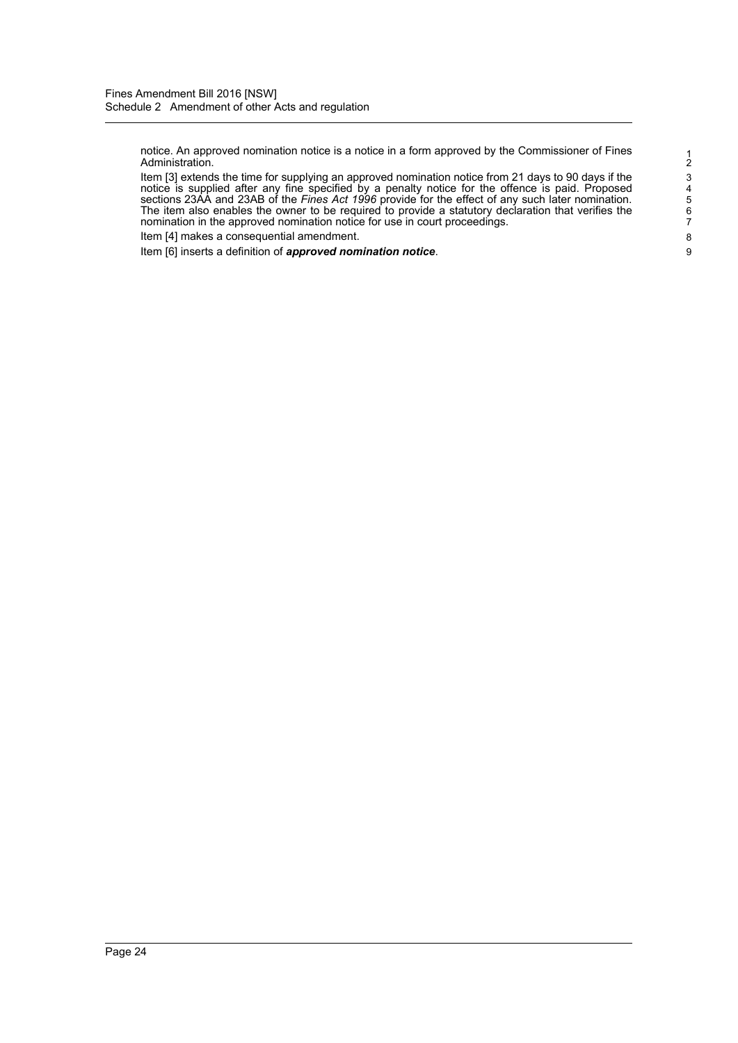notice. An approved nomination notice is a notice in a form approved by the Commissioner of Fines Administration.

Item [3] extends the time for supplying an approved nomination notice from 21 days to 90 days if the notice is supplied after any fine specified by a penalty notice for the offence is paid. Proposed sections 23AA and 23AB of the *Fines Act 1996* provide for the effect of any such later nomination. The item also enables the owner to be required to provide a statutory declaration that verifies the nomination in the approved nomination notice for use in court proceedings.

Item [4] makes a consequential amendment.

Item [6] inserts a definition of ***approved nomination notice***.